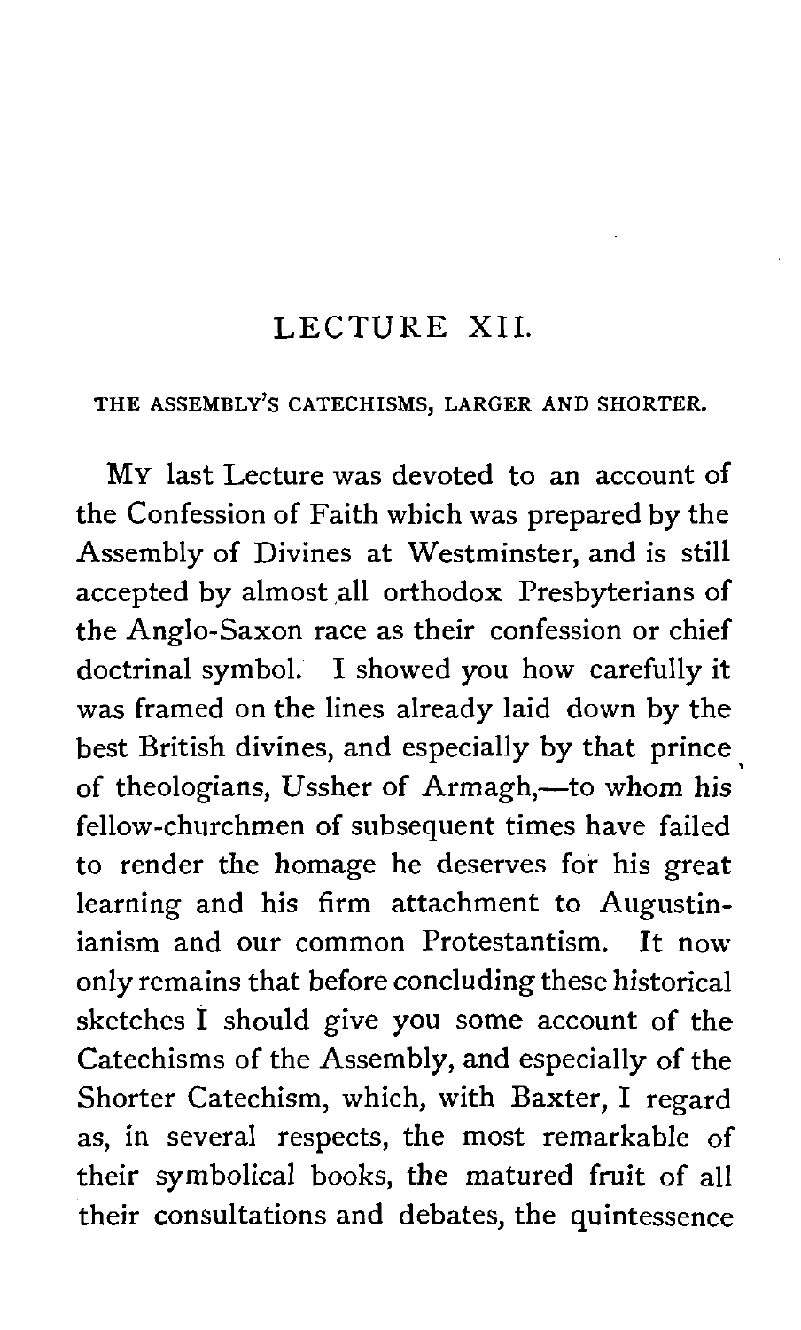# LECTURE XII.

## THE ASSEMBLY'S CATECHISMS, LARGER AND SHORTER.

MY last Lecture was devoted to an account of the Confession of Faith which was prepared by the Assembly of Divines at Westminster, and is still accepted by almost all orthodox Presbyterians of the Anglo-Saxon race as their confession or chief doctrinal symbol. I showed you how carefully it was framed on the lines already laid down by the best British divines, and especially by that prince of theologians, Ussher of Armagh,—to whom his fellow-churchmen of subsequent times have failed to render the homage he deserves for his great learning and his firm attachment to Augustinianism and our common Protestantism. It now only remains that before concluding these historical sketches I should give you some account of the Catechisms of the Assembly, and especially of the Shorter Catechism, which, with Baxter, I regard as, in several respects, the most remarkable of their symbolical books, the matured fruit of all their consultations and debates, the quintessence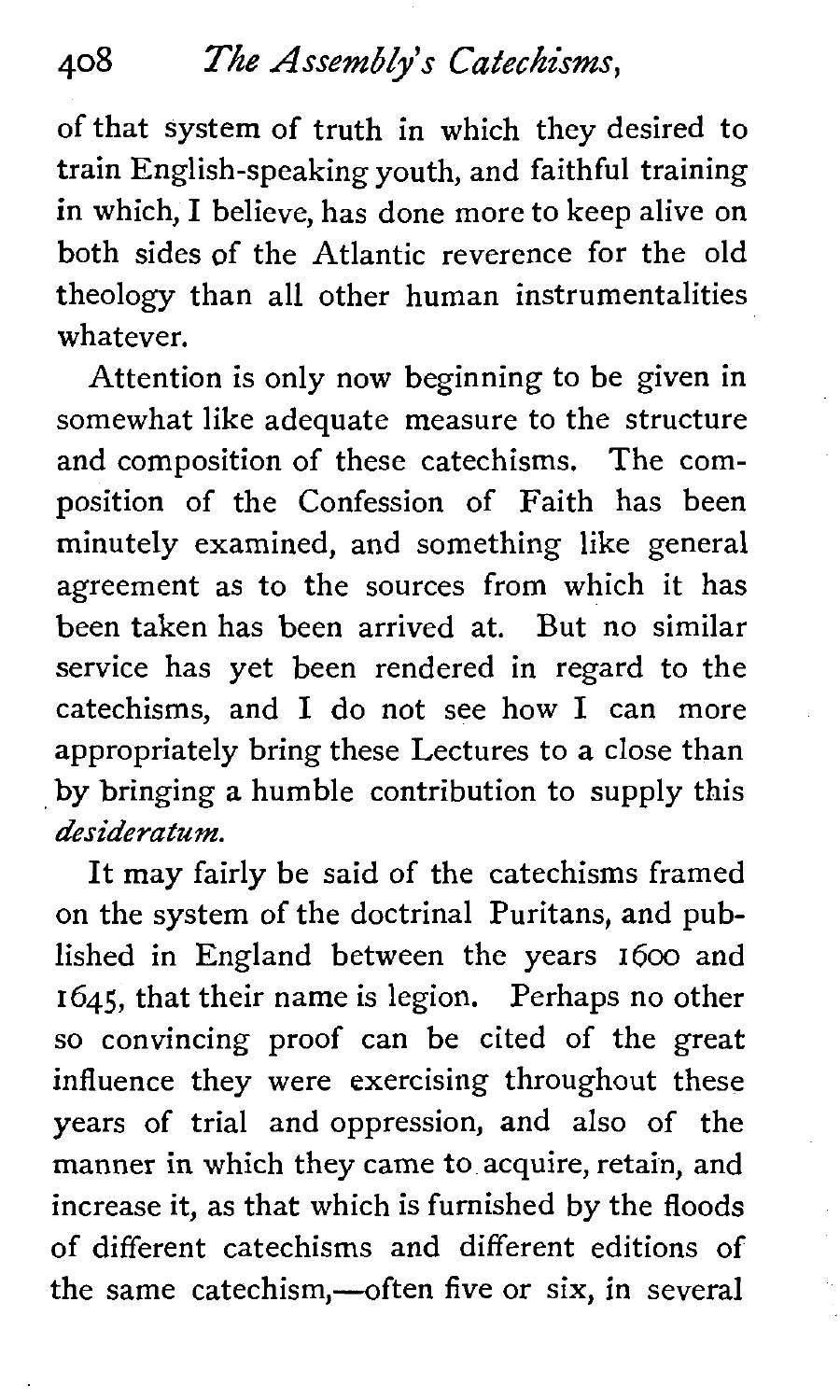of that system of truth in which they desired to train English-speaking youth, and faithful training in which, I believe, has done more to keep alive on both sides of the Atlantic reverence for the old theology than all other human instrumentalities whatever.

Attention is only now beginning to be given in somewhat like adequate measure to the structure and composition of these catechisms. The composition of the Confession of Faith has been minutely examined, and something like general agreement as to the sources from which it has been taken has been arrived at. But no similar service has yet been rendered in regard to the catechisms, and I do not see how I can more appropriately bring these Lectures to a close than by bringing a humble contribution to supply this *desideratum.*

It may fairly be said of the catechisms framed on the system of the doctrinal Puritans, and published in England between the years 1600 and 1645, that their name is legion. Perhaps no other so convincing proof can be cited of the great influence they were exercising throughout these years of trial and oppression, and also of the manner in which they came to acquire, retain, and increase it, as that which is furnished by the floods of different catechisms and different editions of the same catechism,—often five or six, in several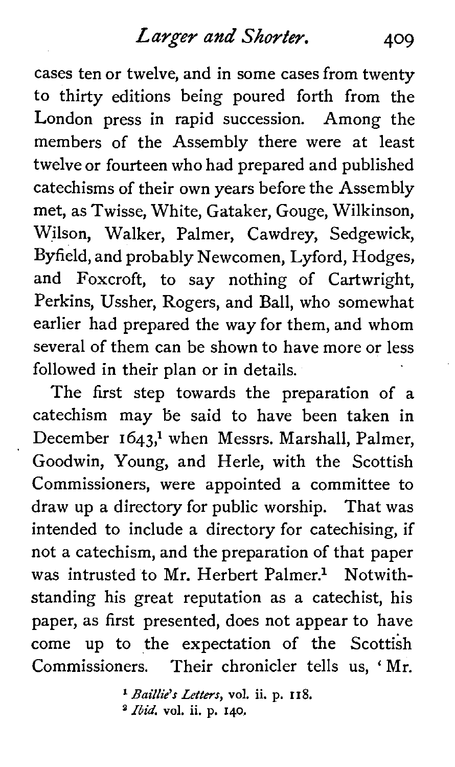cases ten or twelve, and in some cases from twenty to thirty editions being poured forth from the London press in rapid succession. Among the members of the Assembly there were at least twelve or fourteen who had prepared and published catechisms of their own years before the Assembly met, as Twisse, White, Gataker, Gouge, Wilkinson, Wilson, Walker, Palmer, Cawdrey, Sedgewick, Byfield, and probably Newcomen, Lyford, Hodges, and Foxcroft, to say nothing of Cartwright, Perkins, Ussher, Rogers, and Ball, who somewhat earlier had prepared the way for them, and whom several of them can be shown to have more or less followed in their plan or in details.

The first step towards the preparation of a catechism may be said to have been taken in December 1643,[1] when Messrs. Marshall, Palmer, Goodwin, Young, and Herle, with the Scottish Commissioners, were appointed a committee to draw up a directory for public worship. That was intended to include a directory for catechising, if not a catechism, and the preparation of that paper was intrusted to Mr. Herbert Palmer.[2] Notwithstanding his great reputation as a catechist, his paper, as first presented, does not appear to have come up to the expectation of the Scottish Commissioners. Their chronicler tells us, 'Mr.

[1] *Baillie's Letters*, vol. ii. p. 118.

[2] *Ibid.* vol. ii. p. 140.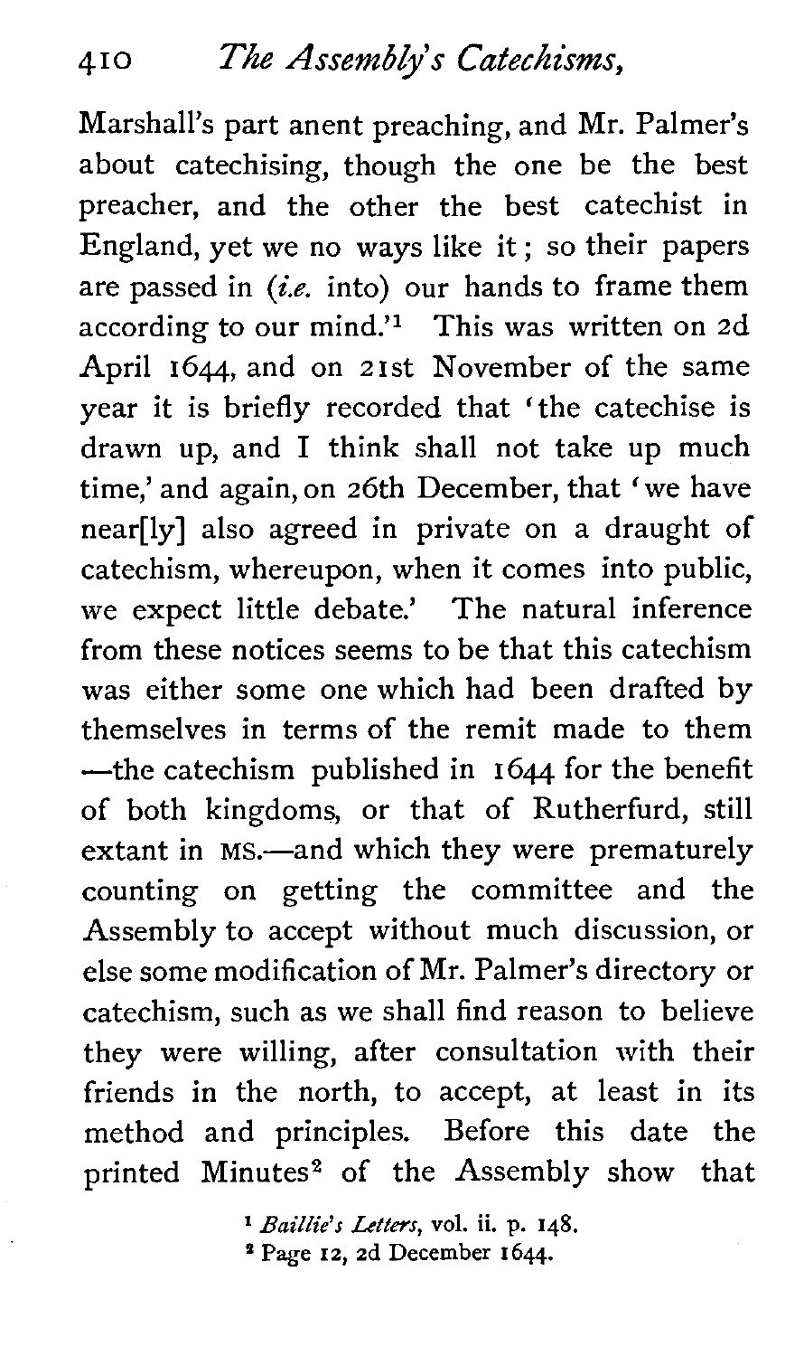Marshall's part anent preaching, and Mr. Palmer's about catechising, though the one be the best preacher, and the other the best catechist in England, yet we no ways like it; so their papers are passed in (*i.e.* into) our hands to frame them according to our mind.'[1] This was written on 2d April 1644, and on 21st November of the same year it is briefly recorded that 'the catechise is drawn up, and I think shall not take up much time,' and again, on 26th December, that 'we have near[ly] also agreed in private on a draught of catechism, whereupon, when it comes into public, we expect little debate.' The natural inference from these notices seems to be that this catechism was either some one which had been drafted by themselves in terms of the remit made to them —the catechism published in 1644 for the benefit of both kingdoms, or that of Rutherfurd, still extant in MS.—and which they were prematurely counting on getting the committee and the Assembly to accept without much discussion, or else some modification of Mr. Palmer's directory or catechism, such as we shall find reason to believe they were willing, after consultation with their friends in the north, to accept, at least in its method and principles. Before this date the printed Minutes[2] of the Assembly show that

[1] *Baillie's Letters*, vol. ii. p. 148.

[2] Page 12, 2d December 1644.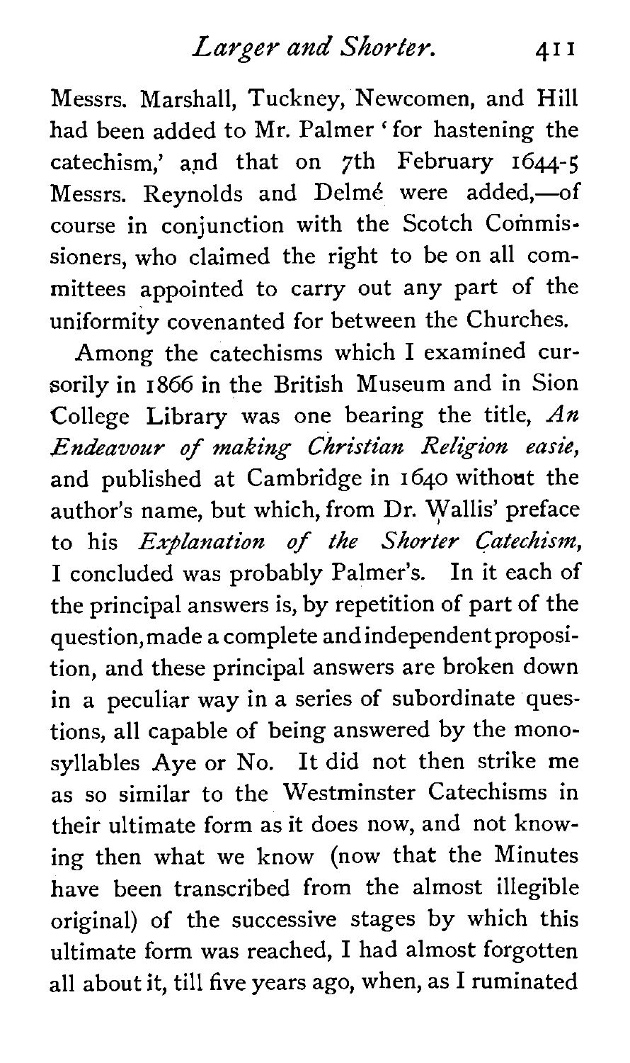Messrs. Marshall, Tuckney, Newcomen, and Hill had been added to Mr. Palmer 'for hastening the catechism,' and that on 7th February 1644-5 Messrs. Reynolds and Delmé were added,—of course in conjunction with the Scotch Commissioners, who claimed the right to be on all committees appointed to carry out any part of the uniformity covenanted for between the Churches.

Among the catechisms which I examined cursorily in 1866 in the British Museum and in Sion College Library was one bearing the title, *An Endeavour of making Christian Religion easie*, and published at Cambridge in 1640 without the author's name, but which, from Dr. Wallis' preface to his *Explanation of the Shorter Catechism*, I concluded was probably Palmer's. In it each of the principal answers is, by repetition of part of the question, made a complete and independent proposition, and these principal answers are broken down in a peculiar way in a series of subordinate questions, all capable of being answered by the monosyllables Aye or No. It did not then strike me as so similar to the Westminster Catechisms in their ultimate form as it does now, and not knowing then what we know (now that the Minutes have been transcribed from the almost illegible original) of the successive stages by which this ultimate form was reached, I had almost forgotten all about it, till five years ago, when, as I ruminated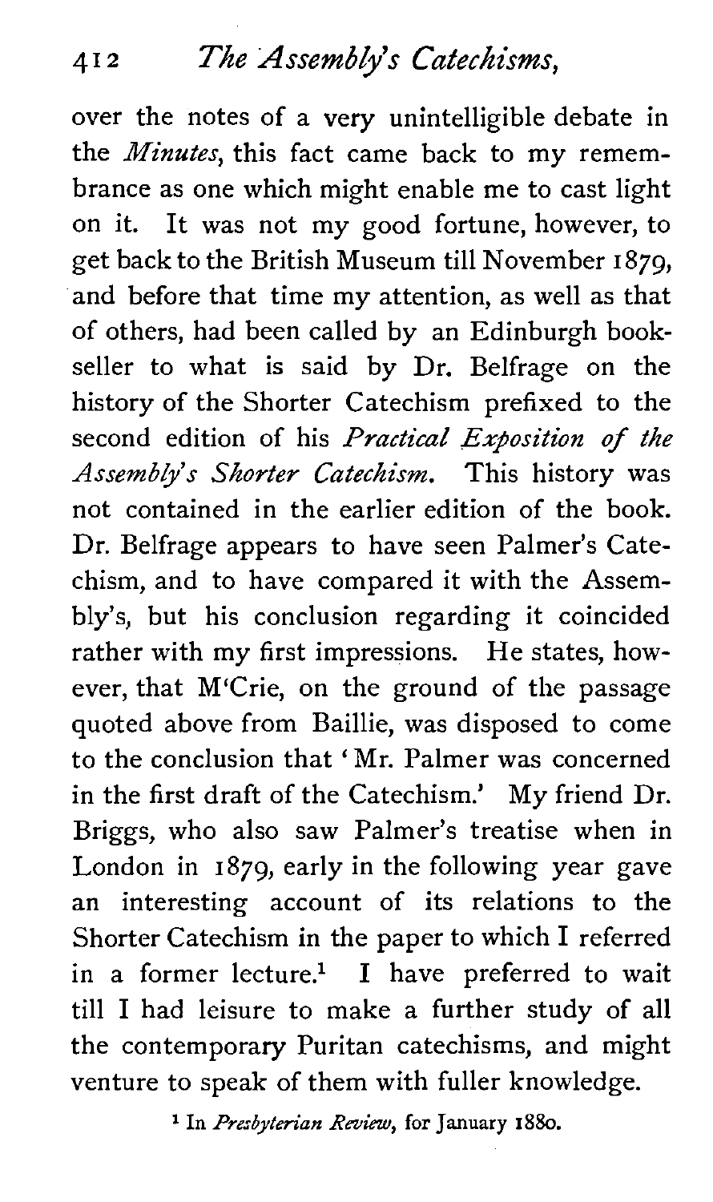over the notes of a very unintelligible debate in the *Minutes*, this fact came back to my remembrance as one which might enable me to cast light on it. It was not my good fortune, however, to get back to the British Museum till November 1879, and before that time my attention, as well as that of others, had been called by an Edinburgh bookseller to what is said by Dr. Belfrage on the history of the Shorter Catechism prefixed to the second edition of his *Practical Exposition of the Assembly's Shorter Catechism*. This history was not contained in the earlier edition of the book. Dr. Belfrage appears to have seen Palmer's Catechism, and to have compared it with the Assembly's, but his conclusion regarding it coincided rather with my first impressions. He states, however, that M'Crie, on the ground of the passage quoted above from Baillie, was disposed to come to the conclusion that 'Mr. Palmer was concerned in the first draft of the Catechism.' My friend Dr. Briggs, who also saw Palmer's treatise when in London in 1879, early in the following year gave an interesting account of its relations to the Shorter Catechism in the paper to which I referred in a former lecture.[1] I have preferred to wait till I had leisure to make a further study of all the contemporary Puritan catechisms, and might venture to speak of them with fuller knowledge.

[1] In *Presbyterian Review*, for January 1880.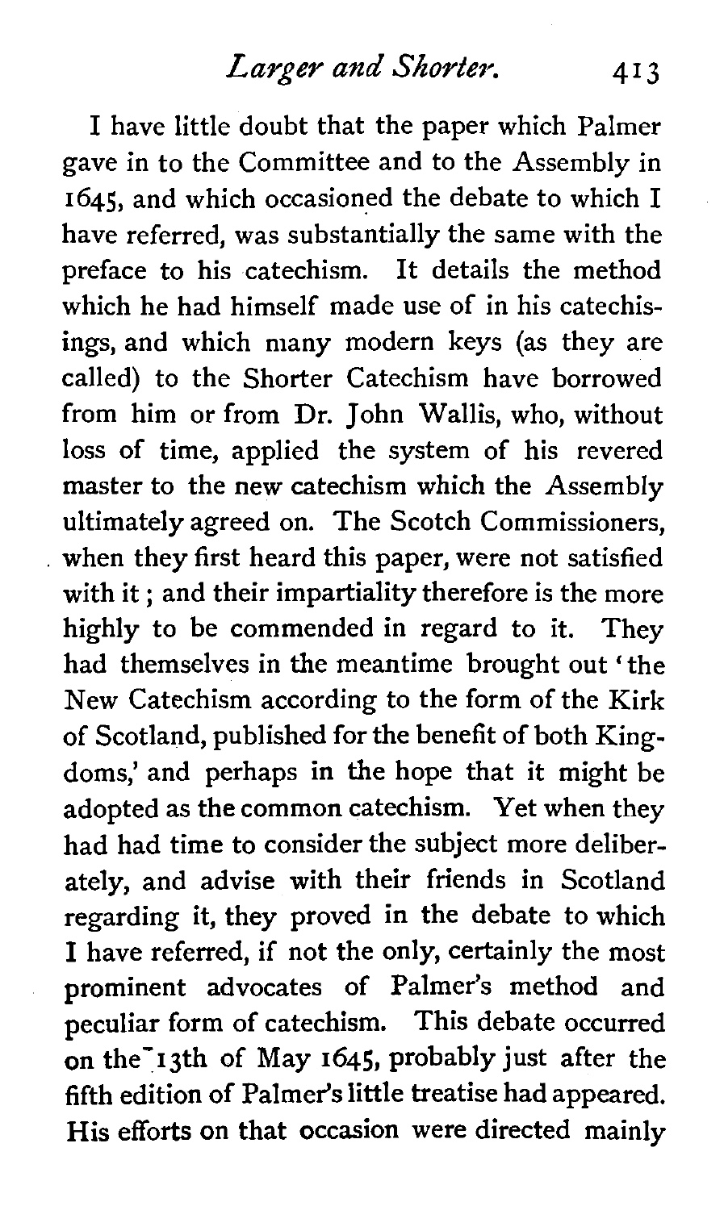I have little doubt that the paper which Palmer gave in to the Committee and to the Assembly in 1645, and which occasioned the debate to which I have referred, was substantially the same with the preface to his catechism. It details the method which he had himself made use of in his catechisings, and which many modern keys (as they are called) to the Shorter Catechism have borrowed from him or from Dr. John Wallis, who, without loss of time, applied the system of his revered master to the new catechism which the Assembly ultimately agreed on. The Scotch Commissioners, when they first heard this paper, were not satisfied with it; and their impartiality therefore is the more highly to be commended in regard to it. They had themselves in the meantime brought out 'the New Catechism according to the form of the Kirk of Scotland, published for the benefit of both Kingdoms,' and perhaps in the hope that it might be adopted as the common catechism. Yet when they had had time to consider the subject more deliberately, and advise with their friends in Scotland regarding it, they proved in the debate to which I have referred, if not the only, certainly the most prominent advocates of Palmer's method and peculiar form of catechism. This debate occurred on the 13th of May 1645, probably just after the fifth edition of Palmer's little treatise had appeared. His efforts on that occasion were directed mainly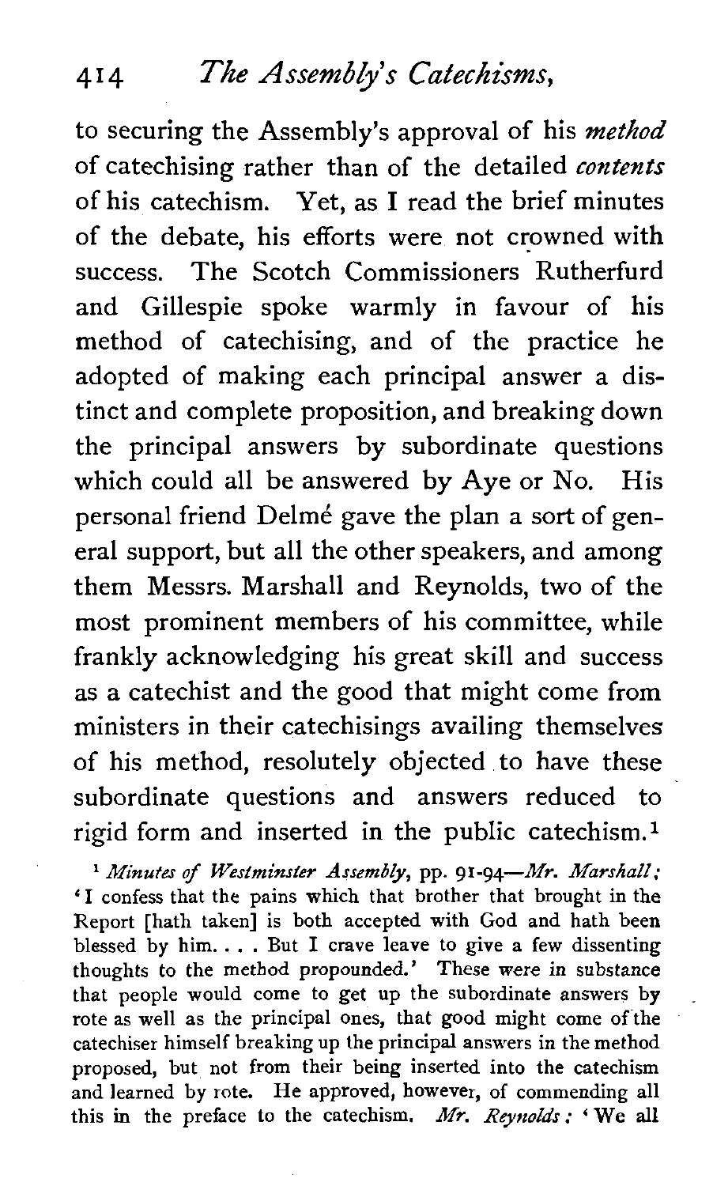to securing the Assembly's approval of his *method* of catechising rather than of the detailed *contents* of his catechism. Yet, as I read the brief minutes of the debate, his efforts were not crowned with success. The Scotch Commissioners Rutherfurd and Gillespie spoke warmly in favour of his method of catechising, and of the practice he adopted of making each principal answer a distinct and complete proposition, and breaking down the principal answers by subordinate questions which could all be answered by Aye or No. His personal friend Delmé gave the plan a sort of general support, but all the other speakers, and among them Messrs. Marshall and Reynolds, two of the most prominent members of his committee, while frankly acknowledging his great skill and success as a catechist and the good that might come from ministers in their catechisings availing themselves of his method, resolutely objected to have these subordinate questions and answers reduced to rigid form and inserted in the public catechism.[1]

[1] *Minutes of Westminster Assembly*, pp. 91-94—*Mr. Marshall*; 'I confess that the pains which that brother that brought in the Report [hath taken] is both accepted with God and hath been blessed by him. . . . But I crave leave to give a few dissenting thoughts to the method propounded.' These were in substance that people would come to get up the subordinate answers by rote as well as the principal ones, that good might come of the catechiser himself breaking up the principal answers in the method proposed, but not from their being inserted into the catechism and learned by rote. He approved, however, of commending all this in the preface to the catechism. *Mr. Reynolds*: 'We all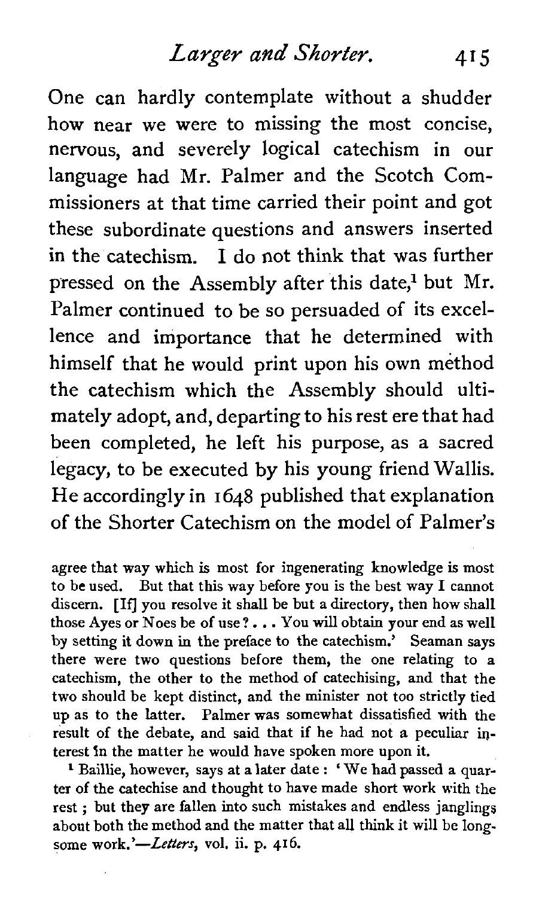One can hardly contemplate without a shudder how near we were to missing the most concise, nervous, and severely logical catechism in our language had Mr. Palmer and the Scotch Commissioners at that time carried their point and got these subordinate questions and answers inserted in the catechism. I do not think that was further pressed on the Assembly after this date,[1] but Mr. Palmer continued to be so persuaded of its excellence and importance that he determined with himself that he would print upon his own method the catechism which the Assembly should ultimately adopt, and, departing to his rest ere that had been completed, he left his purpose, as a sacred legacy, to be executed by his young friend Wallis. He accordingly in 1648 published that explanation of the Shorter Catechism on the model of Palmer's

agree that way which is most for ingenerating knowledge is most to be used. But that this way before you is the best way I cannot discern. [If] you resolve it shall be but a directory, then how shall those Ayes or Noes be of use? . . . You will obtain your end as well by setting it down in the preface to the catechism.' Seaman says there were two questions before them, the one relating to a catechism, the other to the method of catechising, and that the two should be kept distinct, and the minister not too strictly tied up as to the latter. Palmer was somewhat dissatisfied with the result of the debate, and said that if he had not a peculiar interest in the matter he would have spoken more upon it.

[1] Baillie, however, says at a later date: 'We had passed a quarter of the catechise and thought to have made short work with the rest; but they are fallen into such mistakes and endless janglings about both the method and the matter that all think it will be longsome work.'—*Letters*, vol. ii. p. 416.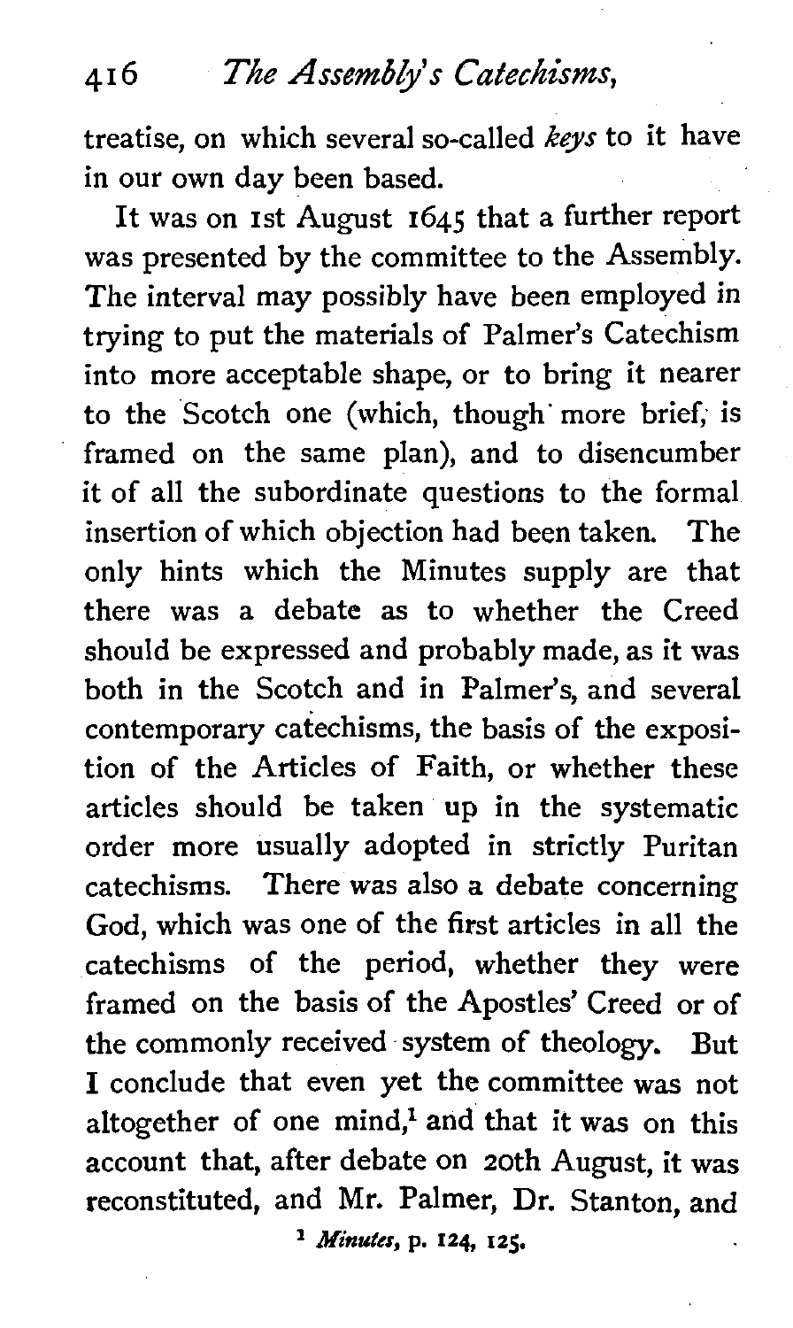treatise, on which several so-called *keys* to it have in our own day been based.

It was on 1st August 1645 that a further report was presented by the committee to the Assembly. The interval may possibly have been employed in trying to put the materials of Palmer's Catechism into more acceptable shape, or to bring it nearer to the Scotch one (which, though more brief, is framed on the same plan), and to disencumber it of all the subordinate questions to the formal insertion of which objection had been taken. The only hints which the Minutes supply are that there was a debate as to whether the Creed should be expressed and probably made, as it was both in the Scotch and in Palmer's, and several contemporary catechisms, the basis of the exposition of the Articles of Faith, or whether these articles should be taken up in the systematic order more usually adopted in strictly Puritan catechisms. There was also a debate concerning God, which was one of the first articles in all the catechisms of the period, whether they were framed on the basis of the Apostles' Creed or of the commonly received system of theology. But I conclude that even yet the committee was not altogether of one mind,[1] and that it was on this account that, after debate on 20th August, it was reconstituted, and Mr. Palmer, Dr. Stanton, and

[1] *Minutes*, p. 124, 125.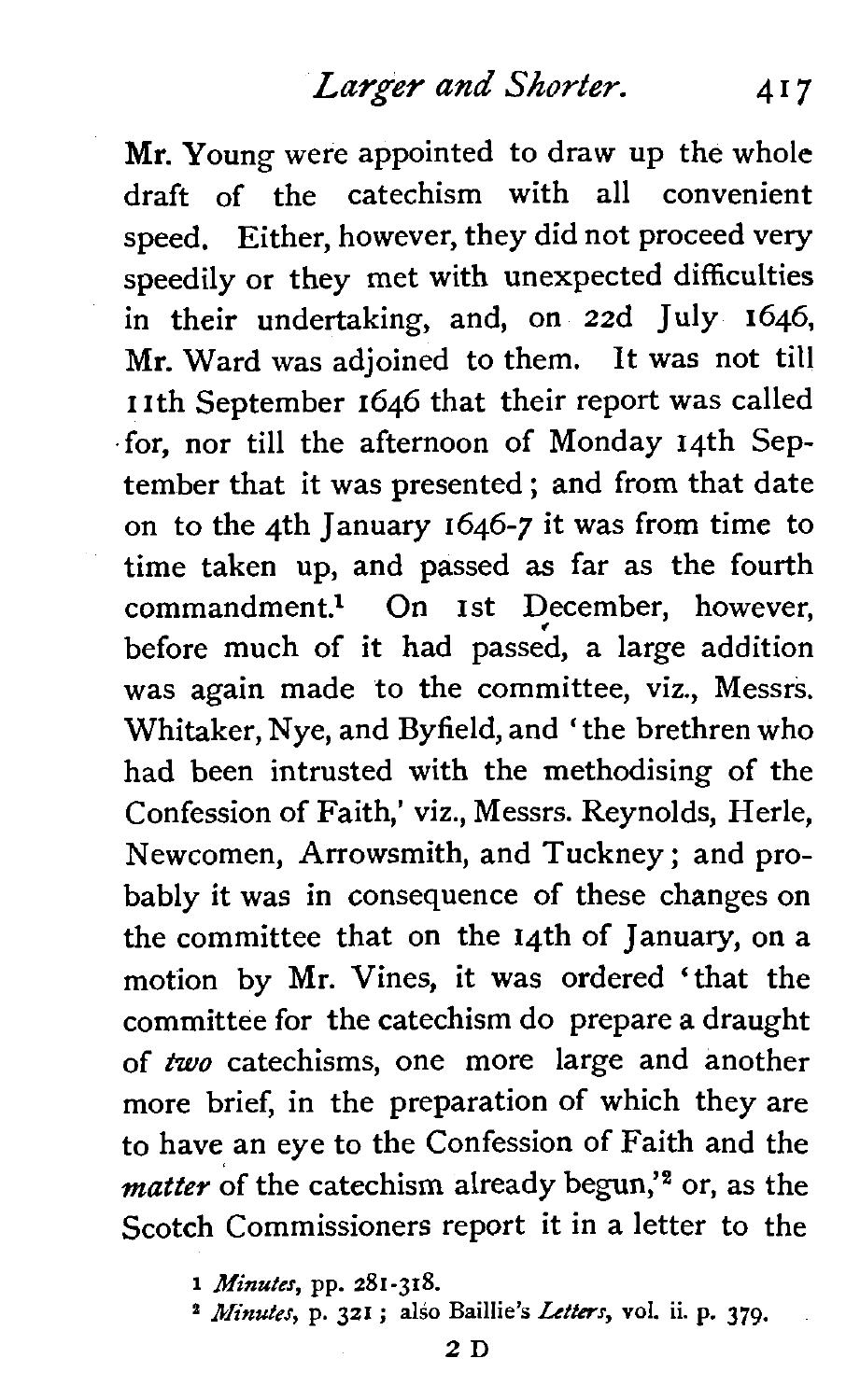Mr. Young were appointed to draw up the whole draft of the catechism with all convenient speed. Either, however, they did not proceed very speedily or they met with unexpected difficulties in their undertaking, and, on 22d July 1646, Mr. Ward was adjoined to them. It was not till 11th September 1646 that their report was called for, nor till the afternoon of Monday 14th September that it was presented; and from that date on to the 4th January 1646-7 it was from time to time taken up, and passed as far as the fourth commandment.[1] On 1st December, however, before much of it had passed, a large addition was again made to the committee, viz., Messrs. Whitaker, Nye, and Byfield, and 'the brethren who had been intrusted with the methodising of the Confession of Faith,' viz., Messrs. Reynolds, Herle, Newcomen, Arrowsmith, and Tuckney; and probably it was in consequence of these changes on the committee that on the 14th of January, on a motion by Mr. Vines, it was ordered 'that the committee for the catechism do prepare a draught of *two* catechisms, one more large and another more brief, in the preparation of which they are to have an eye to the Confession of Faith and the *matter* of the catechism already begun,'[2] or, as the Scotch Commissioners report it in a letter to the

[1] *Minutes*, pp. 281-318.

[2] *Minutes*, p. 321; also Baillie's *Letters*, vol. ii. p. 379.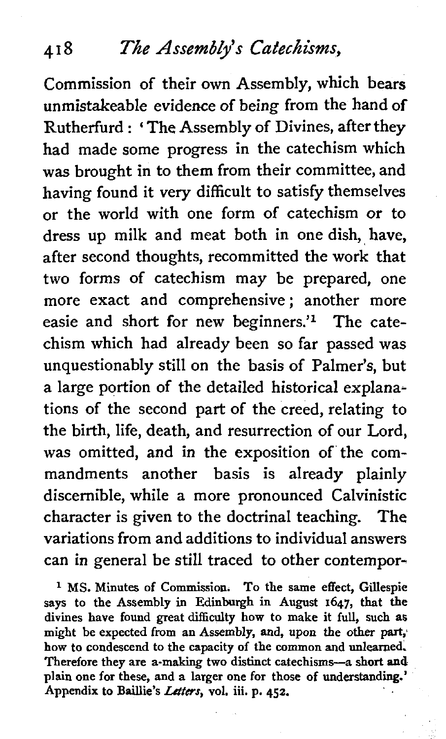Commission of their own Assembly, which bears unmistakeable evidence of being from the hand of Rutherfurd: 'The Assembly of Divines, after they had made some progress in the catechism which was brought in to them from their committee, and having found it very difficult to satisfy themselves or the world with one form of catechism or to dress up milk and meat both in one dish, have, after second thoughts, recommitted the work that two forms of catechism may be prepared, one more exact and comprehensive; another more easie and short for new beginners.'[1] The catechism which had already been so far passed was unquestionably still on the basis of Palmer's, but a large portion of the detailed historical explanations of the second part of the creed, relating to the birth, life, death, and resurrection of our Lord, was omitted, and in the exposition of the commandments another basis is already plainly discernible, while a more pronounced Calvinistic character is given to the doctrinal teaching. The variations from and additions to individual answers can in general be still traced to other contempor-

[1] MS. Minutes of Commission. To the same effect, Gillespie says to the Assembly in Edinburgh in August 1647, that the divines have found great difficulty how to make it full, such as might be expected from an Assembly, and, upon the other part, how to condescend to the capacity of the common and unlearned. Therefore they are a-making two distinct catechisms—a short and plain one for these, and a larger one for those of understanding.' Appendix to Baillie's *Letters*, vol. iii. p. 452.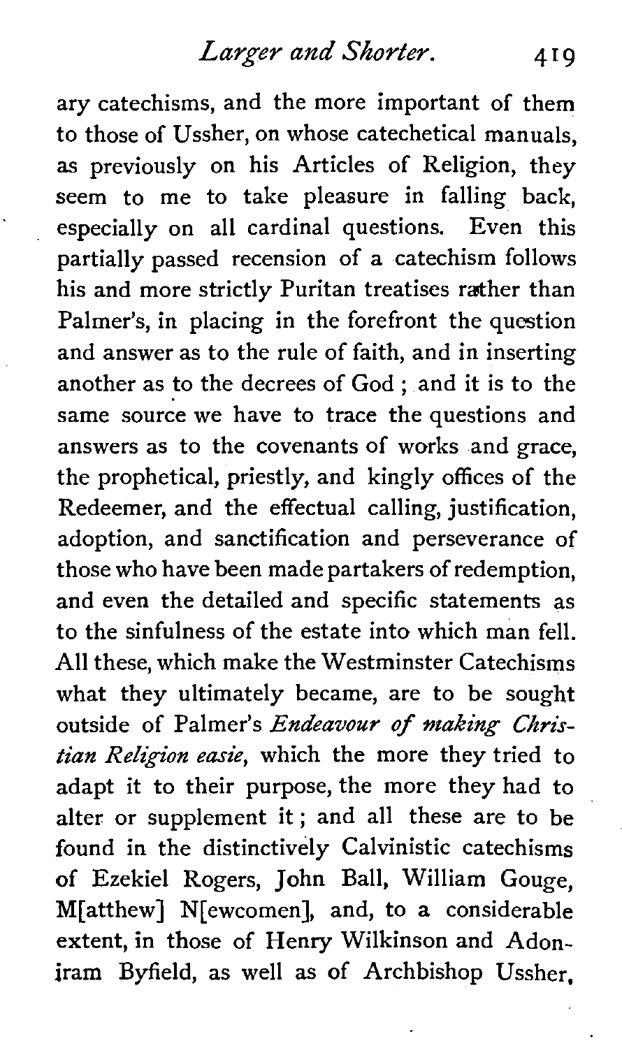ary catechisms, and the more important of them to those of Ussher, on whose catechetical manuals, as previously on his Articles of Religion, they seem to me to take pleasure in falling back, especially on all cardinal questions. Even this partially passed recension of a catechism follows his and more strictly Puritan treatises rather than Palmer's, in placing in the forefront the question and answer as to the rule of faith, and in inserting another as to the decrees of God; and it is to the same source we have to trace the questions and answers as to the covenants of works and grace, the prophetical, priestly, and kingly offices of the Redeemer, and the effectual calling, justification, adoption, and sanctification and perseverance of those who have been made partakers of redemption, and even the detailed and specific statements as to the sinfulness of the estate into which man fell. All these, which make the Westminster Catechisms what they ultimately became, are to be sought outside of Palmer's *Endeavour of making Christian Religion easie*, which the more they tried to adapt it to their purpose, the more they had to alter or supplement it; and all these are to be found in the distinctively Calvinistic catechisms of Ezekiel Rogers, John Ball, William Gouge, M[atthew] N[ewcomen], and, to a considerable extent, in those of Henry Wilkinson and Adoniram Byfield, as well as of Archbishop Ussher,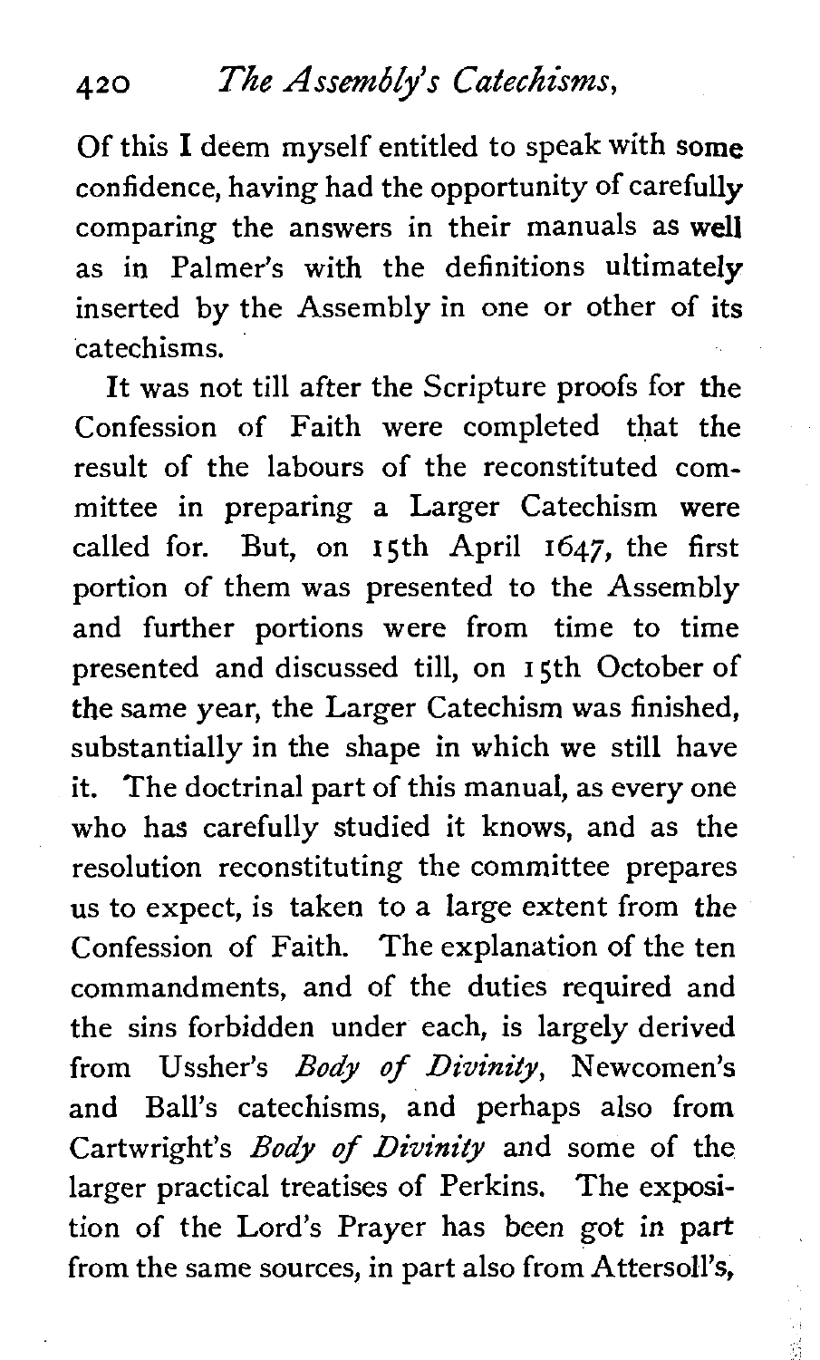Of this I deem myself entitled to speak with some confidence, having had the opportunity of carefully comparing the answers in their manuals as well as in Palmer's with the definitions ultimately inserted by the Assembly in one or other of its catechisms.

It was not till after the Scripture proofs for the Confession of Faith were completed that the result of the labours of the reconstituted committee in preparing a Larger Catechism were called for. But, on 15th April 1647, the first portion of them was presented to the Assembly and further portions were from time to time presented and discussed till, on 15th October of the same year, the Larger Catechism was finished, substantially in the shape in which we still have it. The doctrinal part of this manual, as every one who has carefully studied it knows, and as the resolution reconstituting the committee prepares us to expect, is taken to a large extent from the Confession of Faith. The explanation of the ten commandments, and of the duties required and the sins forbidden under each, is largely derived from Ussher's *Body of Divinity*, Newcomen's and Ball's catechisms, and perhaps also from Cartwright's *Body of Divinity* and some of the larger practical treatises of Perkins. The exposition of the Lord's Prayer has been got in part from the same sources, in part also from Attersoll's,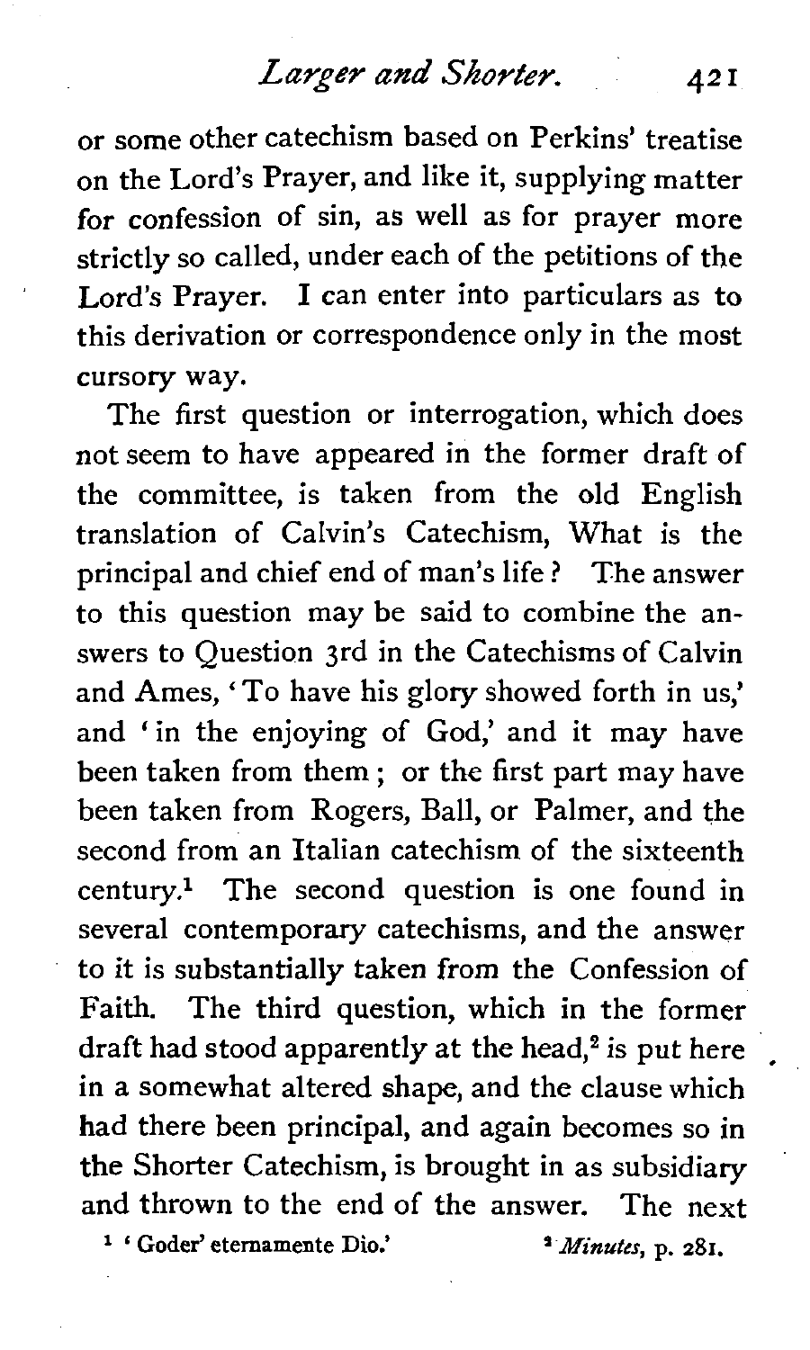or some other catechism based on Perkins' treatise on the Lord's Prayer, and like it, supplying matter for confession of sin, as well as for prayer more strictly so called, under each of the petitions of the Lord's Prayer. I can enter into particulars as to this derivation or correspondence only in the most cursory way.

The first question or interrogation, which does not seem to have appeared in the former draft of the committee, is taken from the old English translation of Calvin's Catechism, What is the principal and chief end of man's life? The answer to this question may be said to combine the answers to Question 3rd in the Catechisms of Calvin and Ames, 'To have his glory showed forth in us,' and 'in the enjoying of God,' and it may have been taken from them; or the first part may have been taken from Rogers, Ball, or Palmer, and the second from an Italian catechism of the sixteenth century.[1] The second question is one found in several contemporary catechisms, and the answer to it is substantially taken from the Confession of Faith. The third question, which in the former draft had stood apparently at the head,[2] is put here in a somewhat altered shape, and the clause which had there been principal, and again becomes so in the Shorter Catechism, is brought in as subsidiary and thrown to the end of the answer. The next

[1] 'Goder' eternamente Dio.'

[2] *Minutes*, p. 281.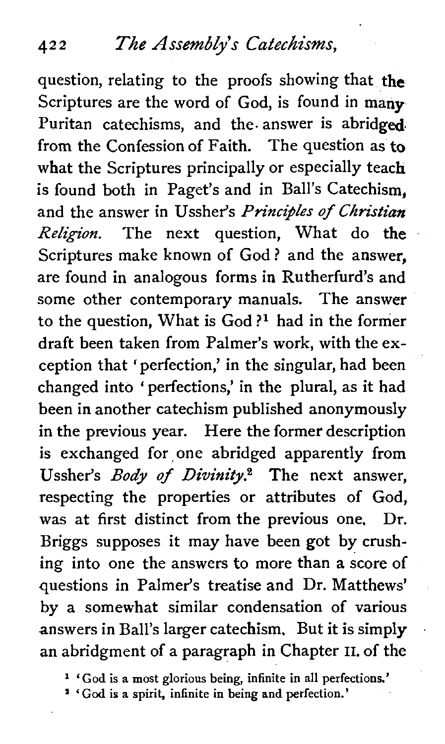question, relating to the proofs showing that the Scriptures are the word of God, is found in many Puritan catechisms, and the answer is abridged from the Confession of Faith. The question as to what the Scriptures principally or especially teach is found both in Paget's and in Ball's Catechism, and the answer in Ussher's *Principles of Christian Religion*. The next question, What do the Scriptures make known of God? and the answer, are found in analogous forms in Rutherfurd's and some other contemporary manuals. The answer to the question, What is God?[1] had in the former draft been taken from Palmer's work, with the exception that 'perfection,' in the singular, had been changed into 'perfections,' in the plural, as it had been in another catechism published anonymously in the previous year. Here the former description is exchanged for one abridged apparently from Ussher's *Body of Divinity*.[2] The next answer, respecting the properties or attributes of God, was at first distinct from the previous one. Dr. Briggs supposes it may have been got by crushing into one the answers to more than a score of questions in Palmer's treatise and Dr. Matthews' by a somewhat similar condensation of various answers in Ball's larger catechism. But it is simply an abridgment of a paragraph in Chapter II. of the

[1] 'God is a most glorious being, infinite in all perfections.'

[2] 'God is a spirit, infinite in being and perfection.'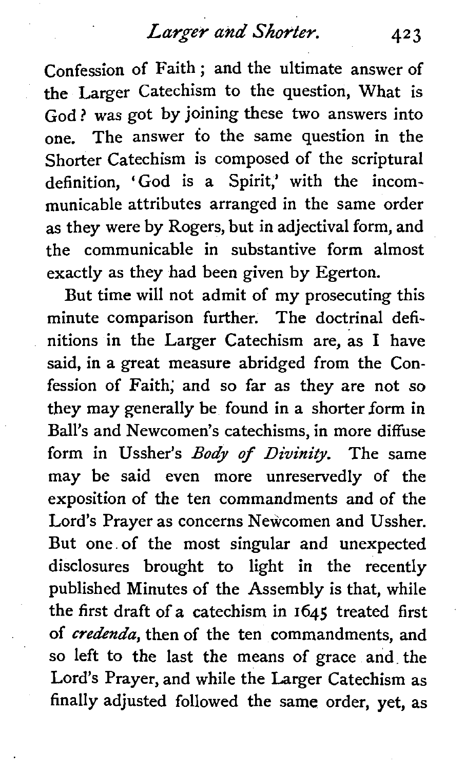Confession of Faith; and the ultimate answer of the Larger Catechism to the question, What is God? was got by joining these two answers into one. The answer to the same question in the Shorter Catechism is composed of the scriptural definition, 'God is a Spirit,' with the incommunicable attributes arranged in the same order as they were by Rogers, but in adjectival form, and the communicable in substantive form almost exactly as they had been given by Egerton.

But time will not admit of my prosecuting this minute comparison further. The doctrinal definitions in the Larger Catechism are, as I have said, in a great measure abridged from the Confession of Faith; and so far as they are not so they may generally be found in a shorter form in Ball's and Newcomen's catechisms, in more diffuse form in Ussher's *Body of Divinity*. The same may be said even more unreservedly of the exposition of the ten commandments and of the Lord's Prayer as concerns Newcomen and Ussher. But one of the most singular and unexpected disclosures brought to light in the recently published Minutes of the Assembly is that, while the first draft of a catechism in 1645 treated first of *credenda*, then of the ten commandments, and so left to the last the means of grace and the Lord's Prayer, and while the Larger Catechism as finally adjusted followed the same order, yet, as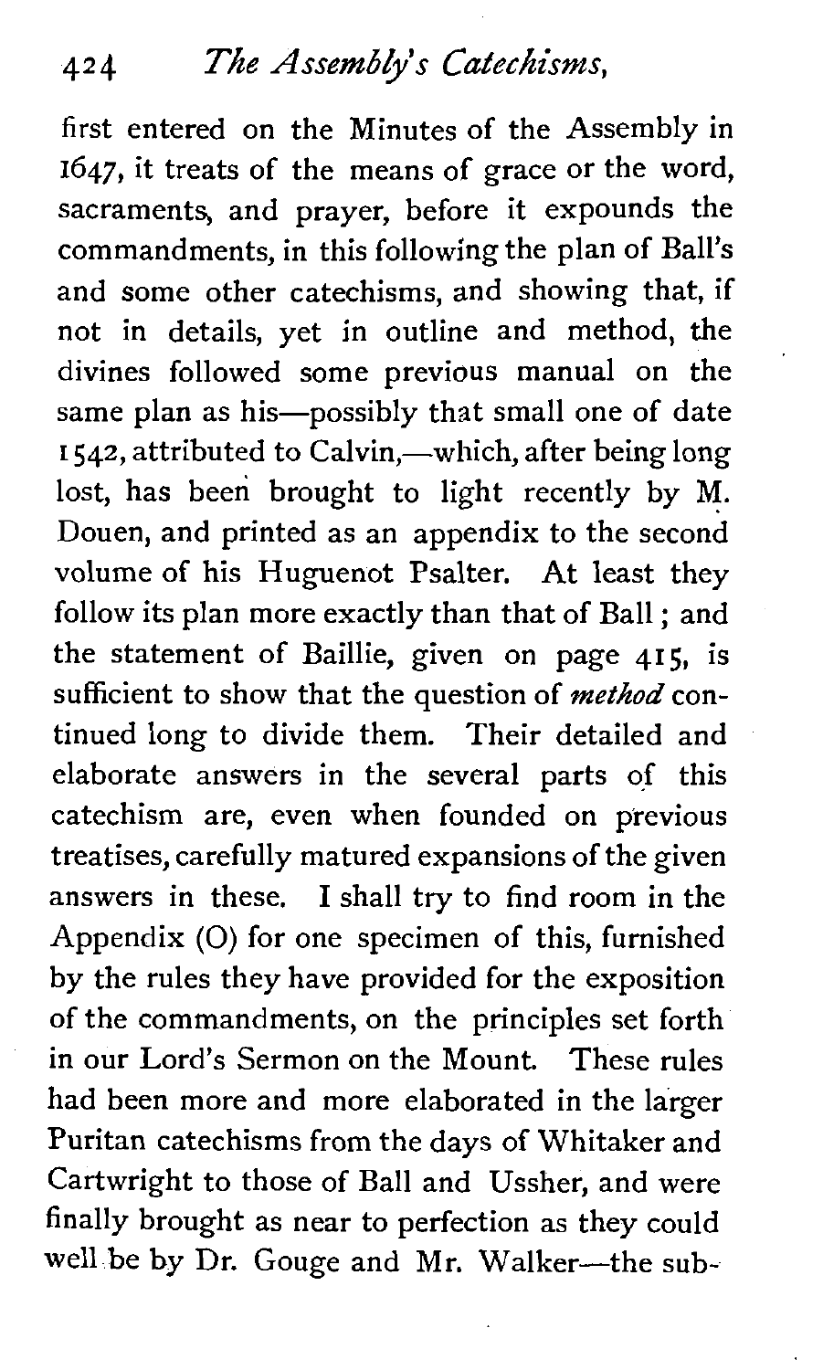first entered on the Minutes of the Assembly in 1647, it treats of the means of grace or the word, sacraments, and prayer, before it expounds the commandments, in this following the plan of Ball's and some other catechisms, and showing that, if not in details, yet in outline and method, the divines followed some previous manual on the same plan as his—possibly that small one of date 1542, attributed to Calvin,—which, after being long lost, has been brought to light recently by M. Douen, and printed as an appendix to the second volume of his Huguenot Psalter. At least they follow its plan more exactly than that of Ball; and the statement of Baillie, given on page 415, is sufficient to show that the question of *method* continued long to divide them. Their detailed and elaborate answers in the several parts of this catechism are, even when founded on previous treatises, carefully matured expansions of the given answers in these. I shall try to find room in the Appendix (O) for one specimen of this, furnished by the rules they have provided for the exposition of the commandments, on the principles set forth in our Lord's Sermon on the Mount. These rules had been more and more elaborated in the larger Puritan catechisms from the days of Whitaker and Cartwright to those of Ball and Ussher, and were finally brought as near to perfection as they could well be by Dr. Gouge and Mr. Walker—the sub-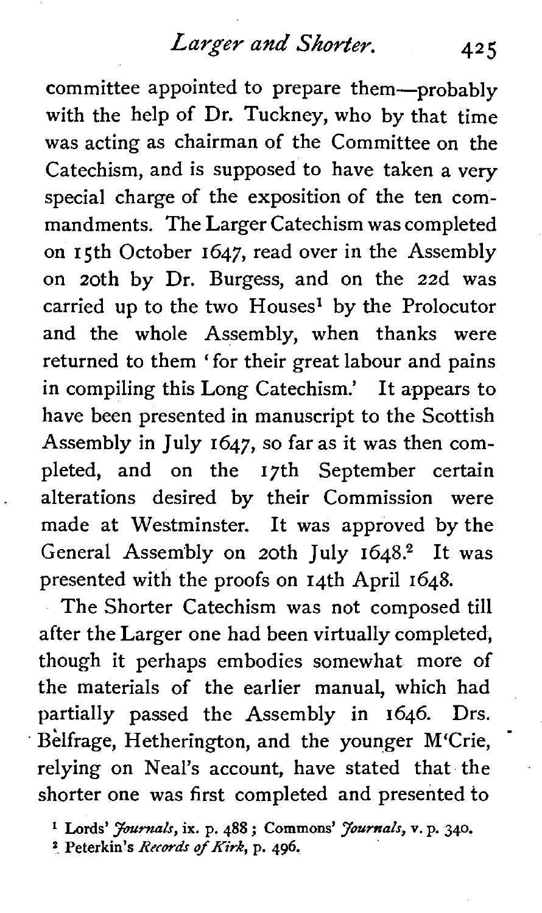committee appointed to prepare them—probably with the help of Dr. Tuckney, who by that time was acting as chairman of the Committee on the Catechism, and is supposed to have taken a very special charge of the exposition of the ten commandments. The Larger Catechism was completed on 15th October 1647, read over in the Assembly on 20th by Dr. Burgess, and on the 22d was carried up to the two Houses[1] by the Prolocutor and the whole Assembly, when thanks were returned to them 'for their great labour and pains in compiling this Long Catechism.' It appears to have been presented in manuscript to the Scottish Assembly in July 1647, so far as it was then completed, and on the 17th September certain alterations desired by their Commission were made at Westminster. It was approved by the General Assembly on 20th July 1648.[2] It was presented with the proofs on 14th April 1648.

The Shorter Catechism was not composed till after the Larger one had been virtually completed, though it perhaps embodies somewhat more of the materials of the earlier manual, which had partially passed the Assembly in 1646. Drs. Belfrage, Hetherington, and the younger M'Crie, relying on Neal's account, have stated that the shorter one was first completed and presented to

[1] Lords' *Journals*, ix. p. 488; Commons' *Journals*, v. p. 340.

[2] Peterkin's *Records of Kirk*, p. 496.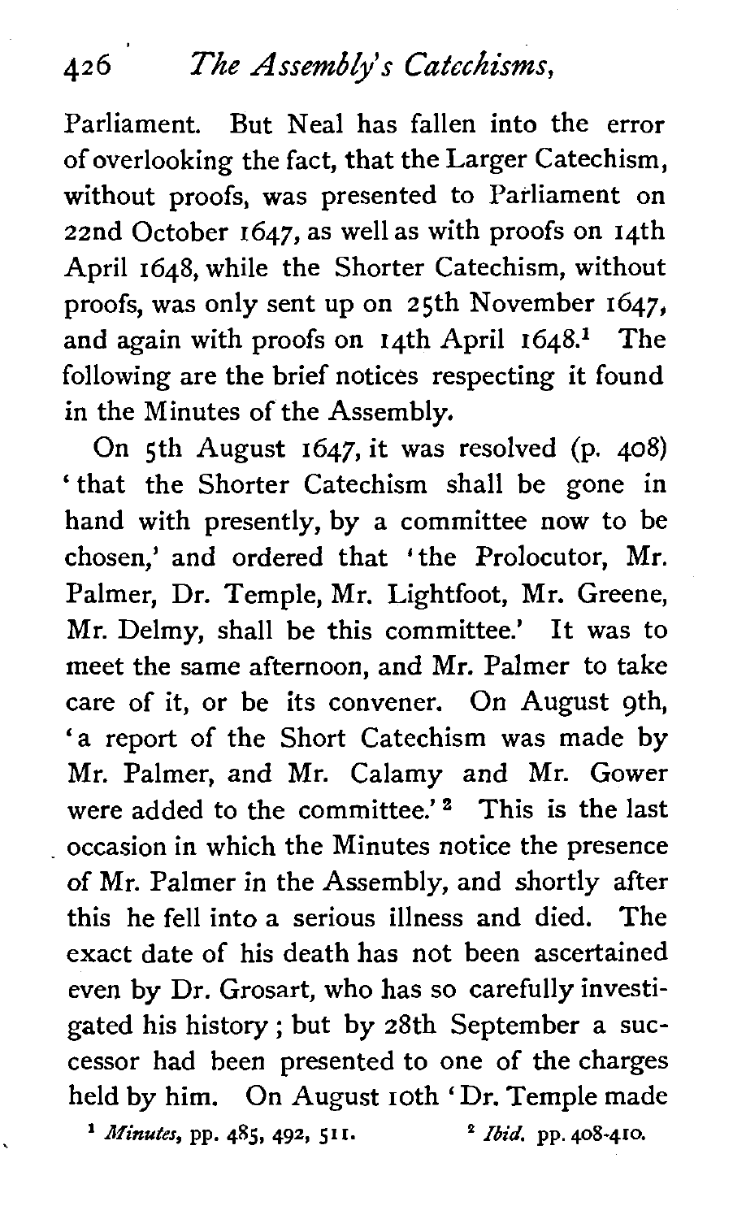Parliament. But Neal has fallen into the error of overlooking the fact, that the Larger Catechism, without proofs, was presented to Parliament on 22nd October 1647, as well as with proofs on 14th April 1648, while the Shorter Catechism, without proofs, was only sent up on 25th November 1647, and again with proofs on 14th April 1648.[1] The following are the brief notices respecting it found in the Minutes of the Assembly.

On 5th August 1647, it was resolved (p. 408) 'that the Shorter Catechism shall be gone in hand with presently, by a committee now to be chosen,' and ordered that 'the Prolocutor, Mr. Palmer, Dr. Temple, Mr. Lightfoot, Mr. Greene, Mr. Delmy, shall be this committee.' It was to meet the same afternoon, and Mr. Palmer to take care of it, or be its convener. On August 9th, 'a report of the Short Catechism was made by Mr. Palmer, and Mr. Calamy and Mr. Gower were added to the committee.'[2] This is the last occasion in which the Minutes notice the presence of Mr. Palmer in the Assembly, and shortly after this he fell into a serious illness and died. The exact date of his death has not been ascertained even by Dr. Grosart, who has so carefully investigated his history; but by 28th September a successor had been presented to one of the charges held by him. On August 10th 'Dr. Temple made

[1] *Minutes*, pp. 485, 492, 511.

[2] *Ibid.* pp. 408-410.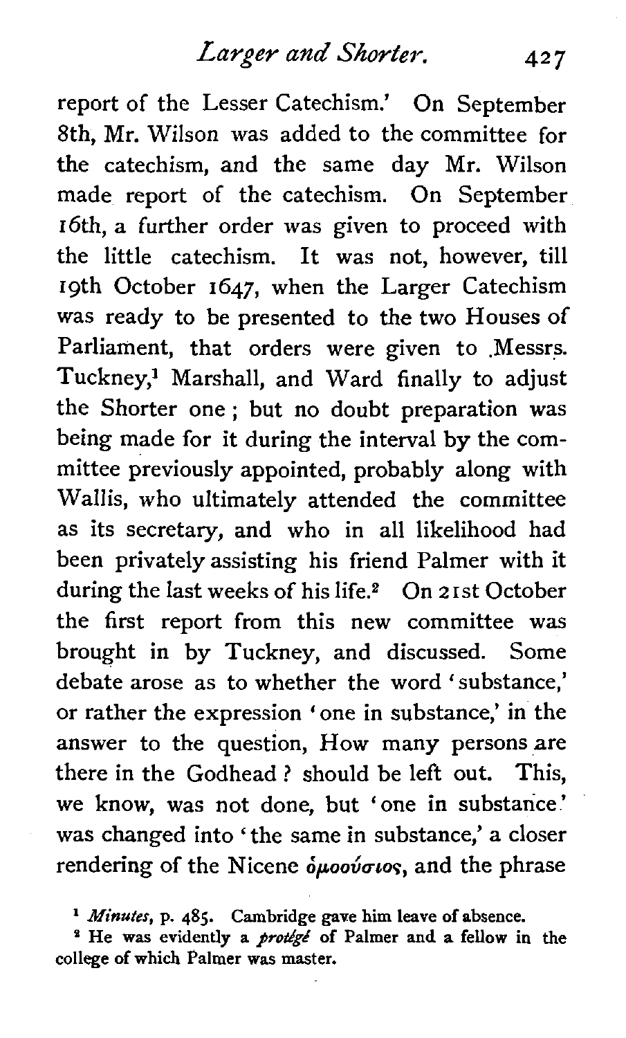report of the Lesser Catechism.' On September 8th, Mr. Wilson was added to the committee for the catechism, and the same day Mr. Wilson made report of the catechism. On September 16th, a further order was given to proceed with the little catechism. It was not, however, till 19th October 1647, when the Larger Catechism was ready to be presented to the two Houses of Parliament, that orders were given to Messrs. Tuckney,[1] Marshall, and Ward finally to adjust the Shorter one; but no doubt preparation was being made for it during the interval by the committee previously appointed, probably along with Wallis, who ultimately attended the committee as its secretary, and who in all likelihood had been privately assisting his friend Palmer with it during the last weeks of his life.[2] On 21st October the first report from this new committee was brought in by Tuckney, and discussed. Some debate arose as to whether the word 'substance,' or rather the expression 'one in substance,' in the answer to the question, How many persons are there in the Godhead? should be left out. This, we know, was not done, but 'one in substance' was changed into 'the same in substance,' a closer rendering of the Nicene ὁμοούσιος, and the phrase

[1] *Minutes*, p. 485. Cambridge gave him leave of absence.

[2] He was evidently a *protégé* of Palmer and a fellow in the college of which Palmer was master.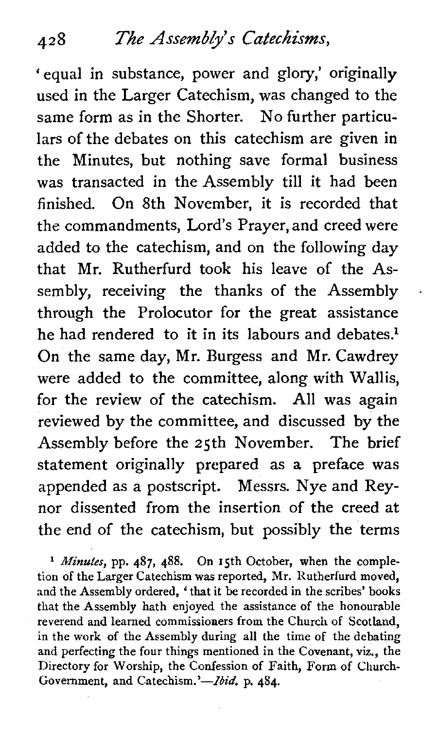'equal in substance, power and glory,' originally used in the Larger Catechism, was changed to the same form as in the Shorter. No further particulars of the debates on this catechism are given in the Minutes, but nothing save formal business was transacted in the Assembly till it had been finished. On 8th November, it is recorded that the commandments, Lord's Prayer, and creed were added to the catechism, and on the following day that Mr. Rutherfurd took his leave of the Assembly, receiving the thanks of the Assembly through the Prolocutor for the great assistance he had rendered to it in its labours and debates.[1] On the same day, Mr. Burgess and Mr. Cawdrey were added to the committee, along with Wallis, for the review of the catechism. All was again reviewed by the committee, and discussed by the Assembly before the 25th November. The brief statement originally prepared as a preface was appended as a postscript. Messrs. Nye and Reynor dissented from the insertion of the creed at the end of the catechism, but possibly the terms

[1] *Minutes*, pp. 487, 488. On 15th October, when the completion of the Larger Catechism was reported, Mr. Rutherfurd moved, and the Assembly ordered, 'that it be recorded in the scribes' books that the Assembly hath enjoyed the assistance of the honourable reverend and learned commissioners from the Church of Scotland, in the work of the Assembly during all the time of the debating and perfecting the four things mentioned in the Covenant, viz., the Directory for Worship, the Confession of Faith, Form of Church-Government, and Catechism.'—*Ibid.* p. 484.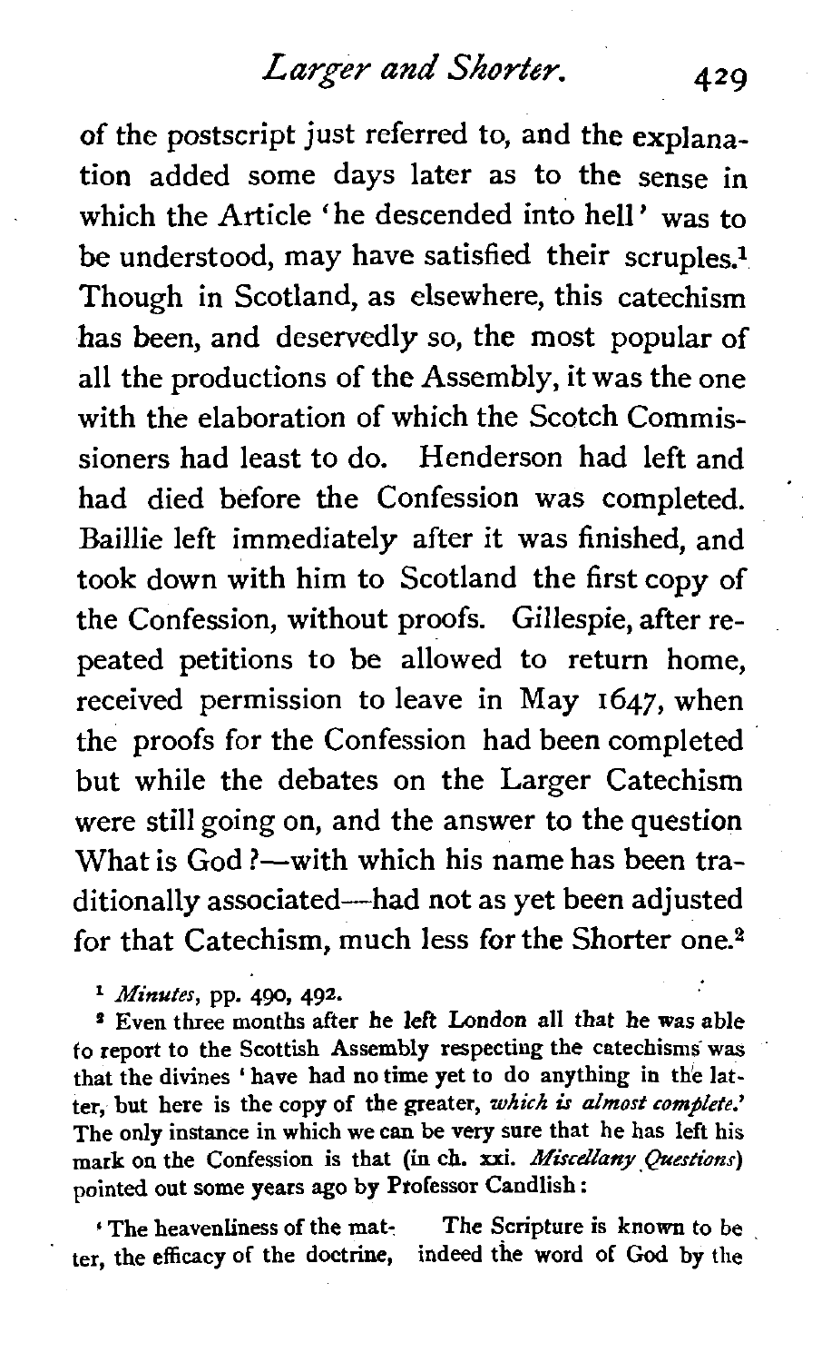of the postscript just referred to, and the explanation added some days later as to the sense in which the Article 'he descended into hell' was to be understood, may have satisfied their scruples.[1] Though in Scotland, as elsewhere, this catechism has been, and deservedly so, the most popular of all the productions of the Assembly, it was the one with the elaboration of which the Scotch Commissioners had least to do. Henderson had left and had died before the Confession was completed. Baillie left immediately after it was finished, and took down with him to Scotland the first copy of the Confession, without proofs. Gillespie, after repeated petitions to be allowed to return home, received permission to leave in May 1647, when the proofs for the Confession had been completed but while the debates on the Larger Catechism were still going on, and the answer to the question What is God?—with which his name has been traditionally associated—had not as yet been adjusted for that Catechism, much less for the Shorter one.[2]

[1] *Minutes*, pp. 490, 492.

[2] Even three months after he left London all that he was able to report to the Scottish Assembly respecting the catechisms was that the divines 'have had no time yet to do anything in the latter, but here is the copy of the greater, *which is almost complete*.' The only instance in which we can be very sure that he has left his mark on the Confession is that (in ch. xxi. *Miscellany Questions*) pointed out some years ago by Professor Candlish:

'The heavenliness of the matter, the efficacy of the doctrine,

The Scripture is known to be indeed the word of God by the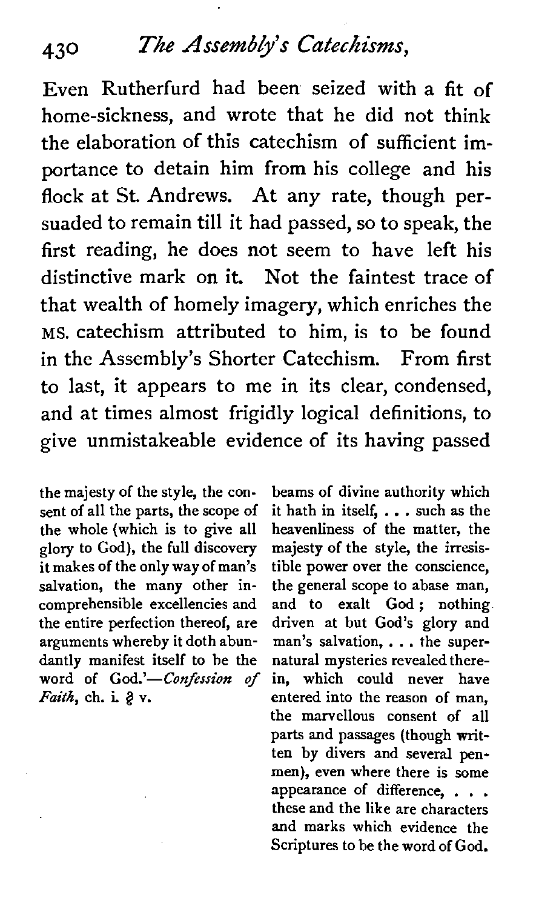Even Rutherfurd had been seized with a fit of home-sickness, and wrote that he did not think the elaboration of this catechism of sufficient importance to detain him from his college and his flock at St. Andrews. At any rate, though persuaded to remain till it had passed, so to speak, the first reading, he does not seem to have left his distinctive mark on it. Not the faintest trace of that wealth of homely imagery, which enriches the MS. catechism attributed to him, is to be found in the Assembly's Shorter Catechism. From first to last, it appears to me in its clear, condensed, and at times almost frigidly logical definitions, to give unmistakeable evidence of its having passed

the majesty of the style, the consent of all the parts, the scope of the whole (which is to give all glory to God), the full discovery it makes of the only way of man's salvation, the many other incomprehensible excellencies and the entire perfection thereof, are arguments whereby it doth abundantly manifest itself to be the word of God.'—*Confession of Faith*, ch. i. § v.

beams of divine authority which it hath in itself, . . . such as the heavenliness of the matter, the majesty of the style, the irresistible power over the conscience, the general scope to abase man, and to exalt God; nothing driven at but God's glory and man's salvation, . . . the supernatural mysteries revealed therein, which could never have entered into the reason of man, the marvellous consent of all parts and passages (though written by divers and several penmen), even where there is some appearance of difference, . . . these and the like are characters and marks which evidence the Scriptures to be the word of God.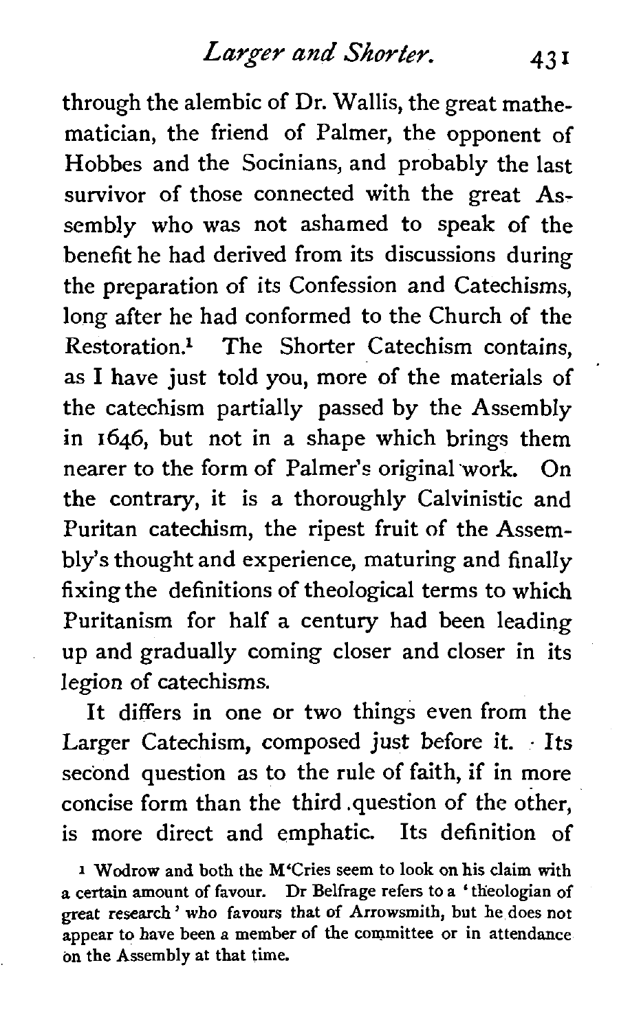through the alembic of Dr. Wallis, the great mathematician, the friend of Palmer, the opponent of Hobbes and the Socinians, and probably the last survivor of those connected with the great Assembly who was not ashamed to speak of the benefit he had derived from its discussions during the preparation of its Confession and Catechisms, long after he had conformed to the Church of the Restoration.[1] The Shorter Catechism contains, as I have just told you, more of the materials of the catechism partially passed by the Assembly in 1646, but not in a shape which brings them nearer to the form of Palmer's original work. On the contrary, it is a thoroughly Calvinistic and Puritan catechism, the ripest fruit of the Assembly's thought and experience, maturing and finally fixing the definitions of theological terms to which Puritanism for half a century had been leading up and gradually coming closer and closer in its legion of catechisms.

It differs in one or two things even from the Larger Catechism, composed just before it. Its second question as to the rule of faith, if in more concise form than the third question of the other, is more direct and emphatic. Its definition of

[1] Wodrow and both the M'Cries seem to look on his claim with a certain amount of favour. Dr Belfrage refers to a 'theologian of great research' who favours that of Arrowsmith, but he does not appear to have been a member of the committee or in attendance on the Assembly at that time.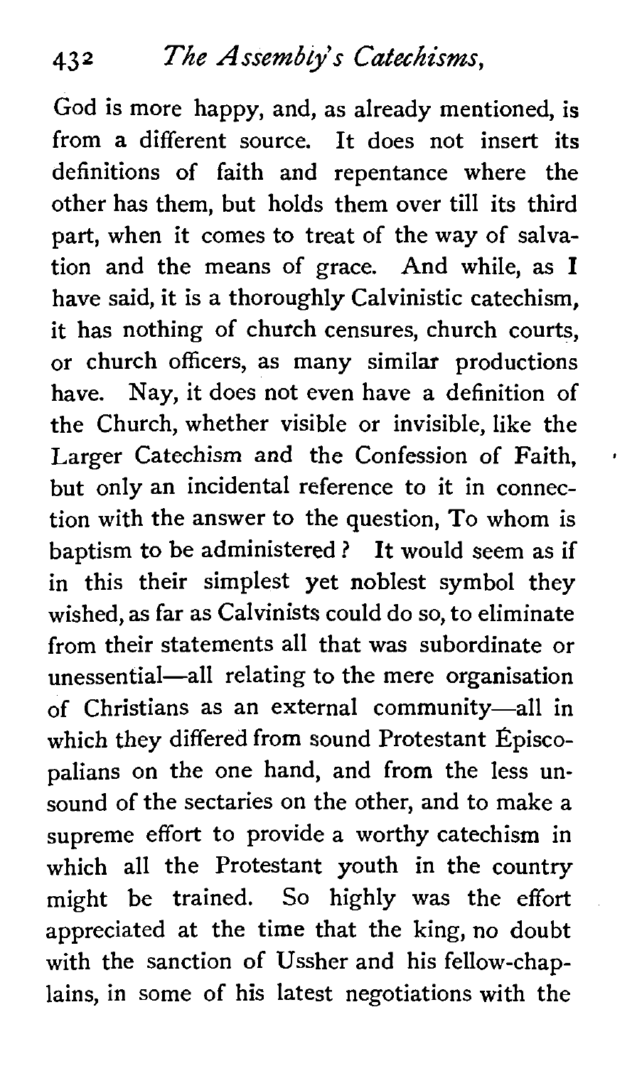God is more happy, and, as already mentioned, is from a different source. It does not insert its definitions of faith and repentance where the other has them, but holds them over till its third part, when it comes to treat of the way of salvation and the means of grace. And while, as I have said, it is a thoroughly Calvinistic catechism, it has nothing of church censures, church courts, or church officers, as many similar productions have. Nay, it does not even have a definition of the Church, whether visible or invisible, like the Larger Catechism and the Confession of Faith, but only an incidental reference to it in connection with the answer to the question, To whom is baptism to be administered? It would seem as if in this their simplest yet noblest symbol they wished, as far as Calvinists could do so, to eliminate from their statements all that was subordinate or unessential—all relating to the mere organisation of Christians as an external community—all in which they differed from sound Protestant Episcopalians on the one hand, and from the less unsound of the sectaries on the other, and to make a supreme effort to provide a worthy catechism in which all the Protestant youth in the country might be trained. So highly was the effort appreciated at the time that the king, no doubt with the sanction of Ussher and his fellow-chaplains, in some of his latest negotiations with the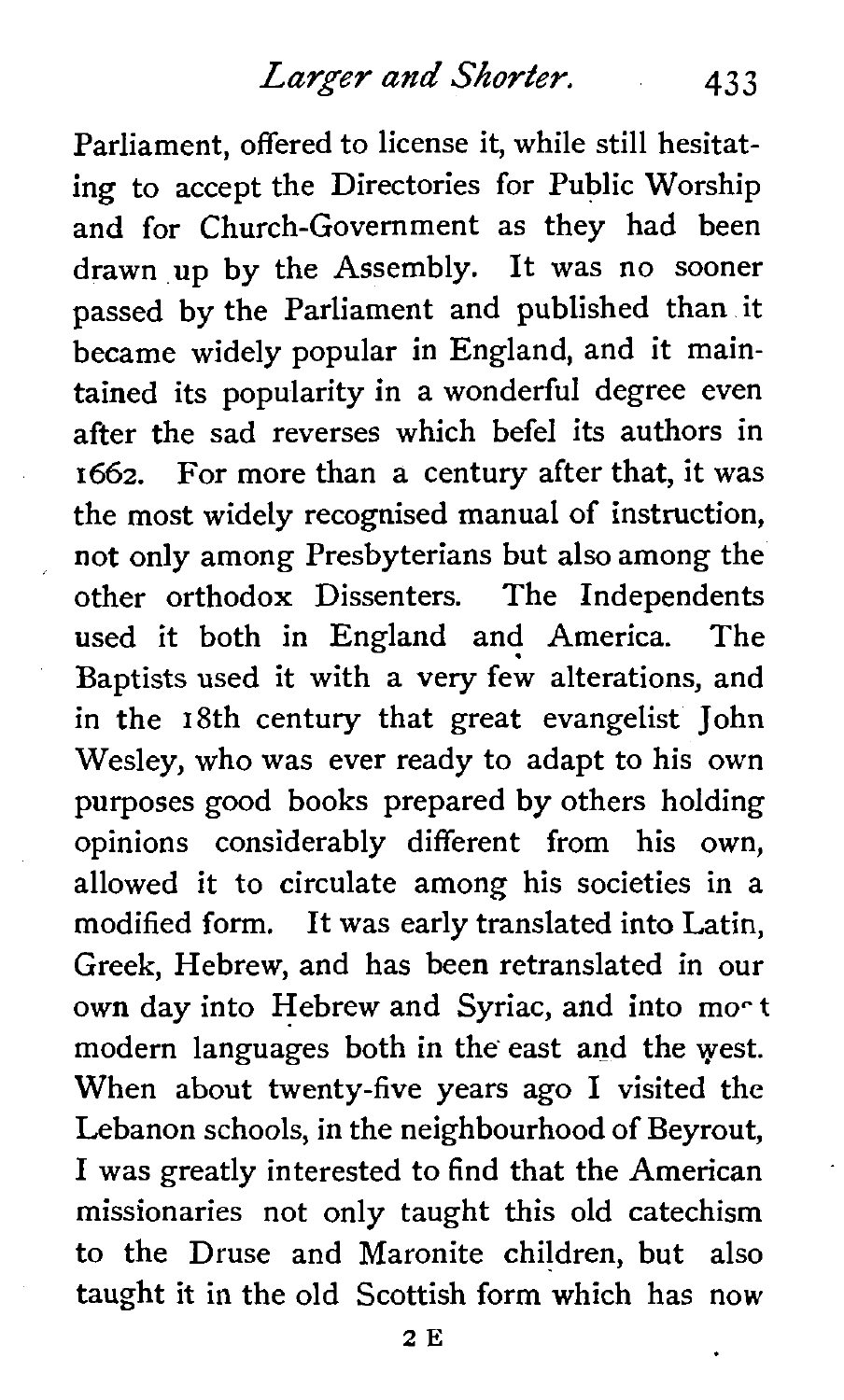Parliament, offered to license it, while still hesitating to accept the Directories for Public Worship and for Church-Government as they had been drawn up by the Assembly. It was no sooner passed by the Parliament and published than it became widely popular in England, and it maintained its popularity in a wonderful degree even after the sad reverses which befel its authors in 1662. For more than a century after that, it was the most widely recognised manual of instruction, not only among Presbyterians but also among the other orthodox Dissenters. The Independents used it both in England and America. The Baptists used it with a very few alterations, and in the 18th century that great evangelist John Wesley, who was ever ready to adapt to his own purposes good books prepared by others holding opinions considerably different from his own, allowed it to circulate among his societies in a modified form. It was early translated into Latin, Greek, Hebrew, and has been retranslated in our own day into Hebrew and Syriac, and into most modern languages both in the east and the west. When about twenty-five years ago I visited the Lebanon schools, in the neighbourhood of Beyrout, I was greatly interested to find that the American missionaries not only taught this old catechism to the Druse and Maronite children, but also taught it in the old Scottish form which has now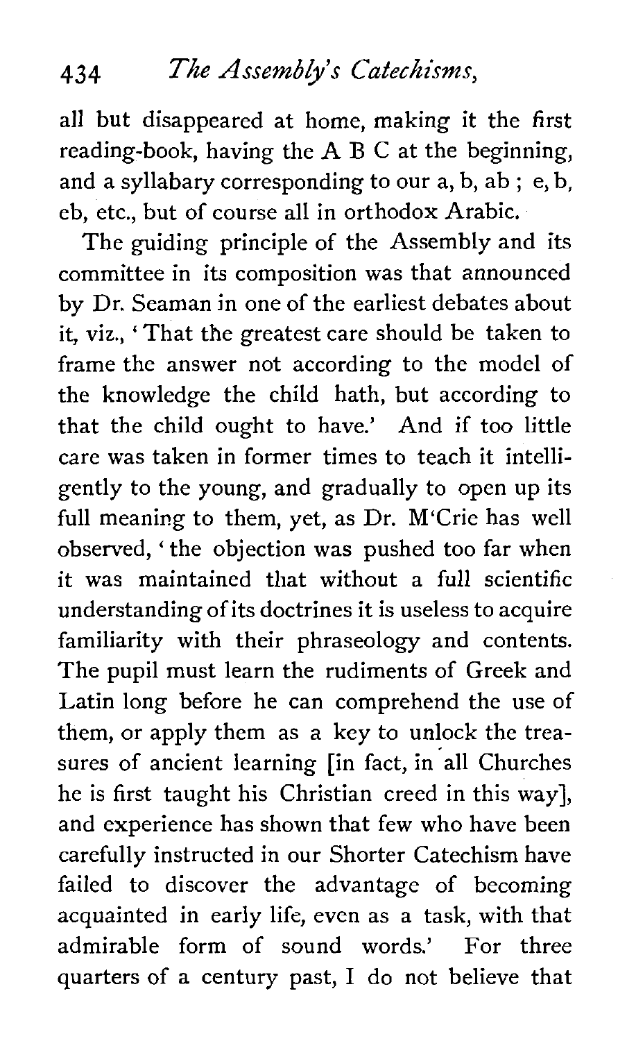all but disappeared at home, making it the first reading-book, having the A B C at the beginning, and a syllabary corresponding to our a, b, ab ; e, b, eb, etc., but of course all in orthodox Arabic.

The guiding principle of the Assembly and its committee in its composition was that announced by Dr. Seaman in one of the earliest debates about it, viz., 'That the greatest care should be taken to frame the answer not according to the model of the knowledge the child hath, but according to that the child ought to have.' And if too little care was taken in former times to teach it intelligently to the young, and gradually to open up its full meaning to them, yet, as Dr. M'Crie has well observed, 'the objection was pushed too far when it was maintained that without a full scientific understanding of its doctrines it is useless to acquire familiarity with their phraseology and contents. The pupil must learn the rudiments of Greek and Latin long before he can comprehend the use of them, or apply them as a key to unlock the treasures of ancient learning [in fact, in all Churches he is first taught his Christian creed in this way], and experience has shown that few who have been carefully instructed in our Shorter Catechism have failed to discover the advantage of becoming acquainted in early life, even as a task, with that admirable form of sound words.' For three quarters of a century past, I do not believe that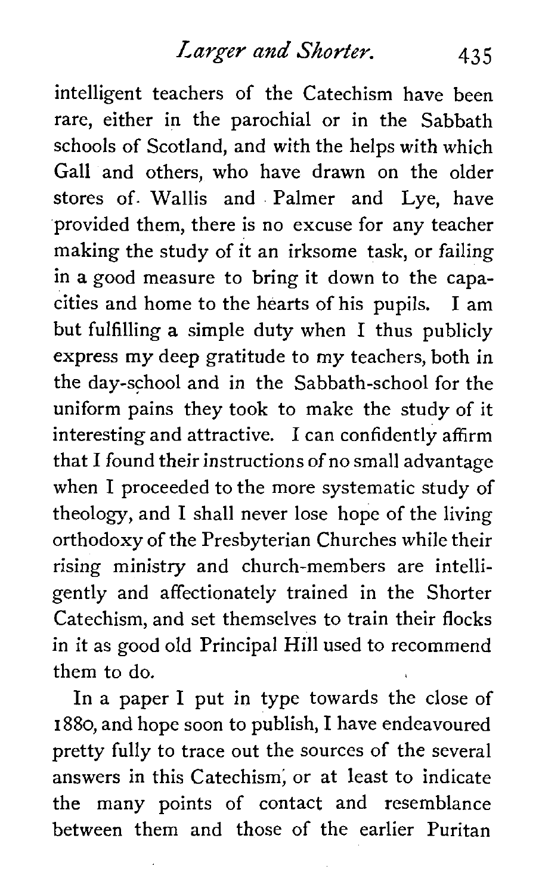intelligent teachers of the Catechism have been rare, either in the parochial or in the Sabbath schools of Scotland, and with the helps with which Gall and others, who have drawn on the older stores of Wallis and Palmer and Lye, have provided them, there is no excuse for any teacher making the study of it an irksome task, or failing in a good measure to bring it down to the capacities and home to the hearts of his pupils. I am but fulfilling a simple duty when I thus publicly express my deep gratitude to my teachers, both in the day-school and in the Sabbath-school for the uniform pains they took to make the study of it interesting and attractive. I can confidently affirm that I found their instructions of no small advantage when I proceeded to the more systematic study of theology, and I shall never lose hope of the living orthodoxy of the Presbyterian Churches while their rising ministry and church-members are intelligently and affectionately trained in the Shorter Catechism, and set themselves to train their flocks in it as good old Principal Hill used to recommend them to do.

In a paper I put in type towards the close of 1880, and hope soon to publish, I have endeavoured pretty fully to trace out the sources of the several answers in this Catechism, or at least to indicate the many points of contact and resemblance between them and those of the earlier Puritan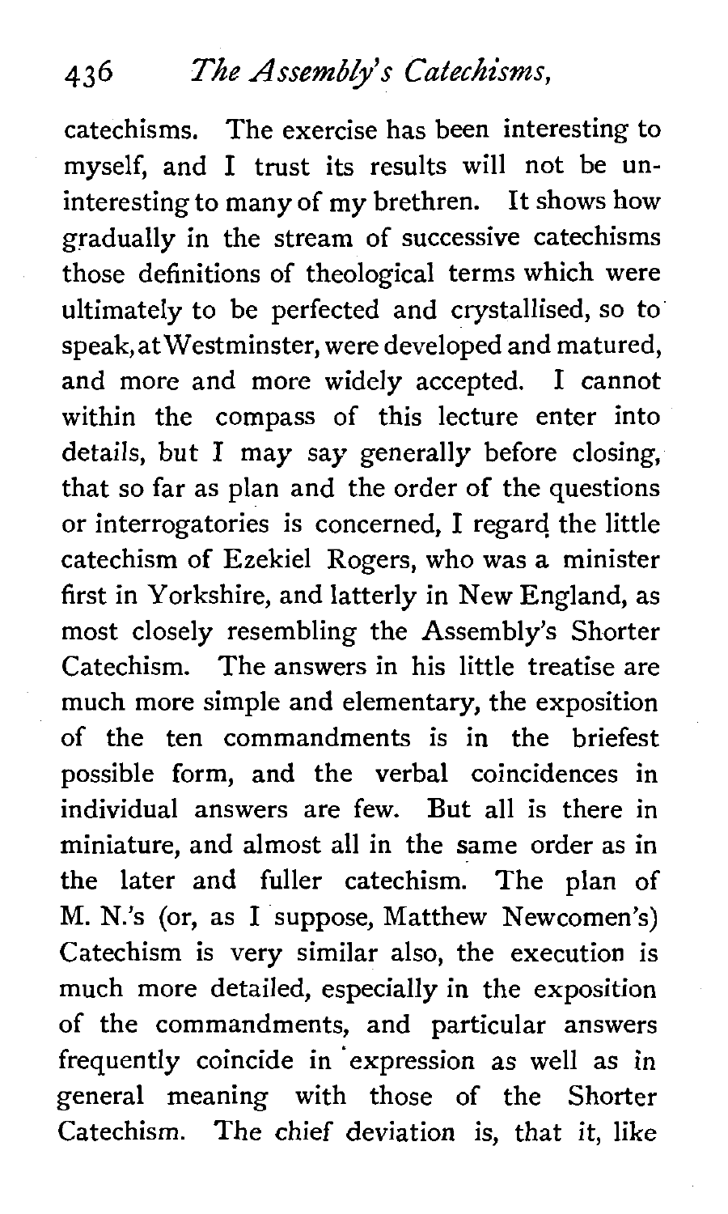catechisms. The exercise has been interesting to myself, and I trust its results will not be uninteresting to many of my brethren. It shows how gradually in the stream of successive catechisms those definitions of theological terms which were ultimately to be perfected and crystallised, so to speak, at Westminster, were developed and matured, and more and more widely accepted. I cannot within the compass of this lecture enter into details, but I may say generally before closing, that so far as plan and the order of the questions or interrogatories is concerned, I regard the little catechism of Ezekiel Rogers, who was a minister first in Yorkshire, and latterly in New England, as most closely resembling the Assembly's Shorter Catechism. The answers in his little treatise are much more simple and elementary, the exposition of the ten commandments is in the briefest possible form, and the verbal coincidences in individual answers are few. But all is there in miniature, and almost all in the same order as in the later and fuller catechism. The plan of M. N.'s (or, as I suppose, Matthew Newcomen's) Catechism is very similar also, the execution is much more detailed, especially in the exposition of the commandments, and particular answers frequently coincide in expression as well as in general meaning with those of the Shorter Catechism. The chief deviation is, that it, like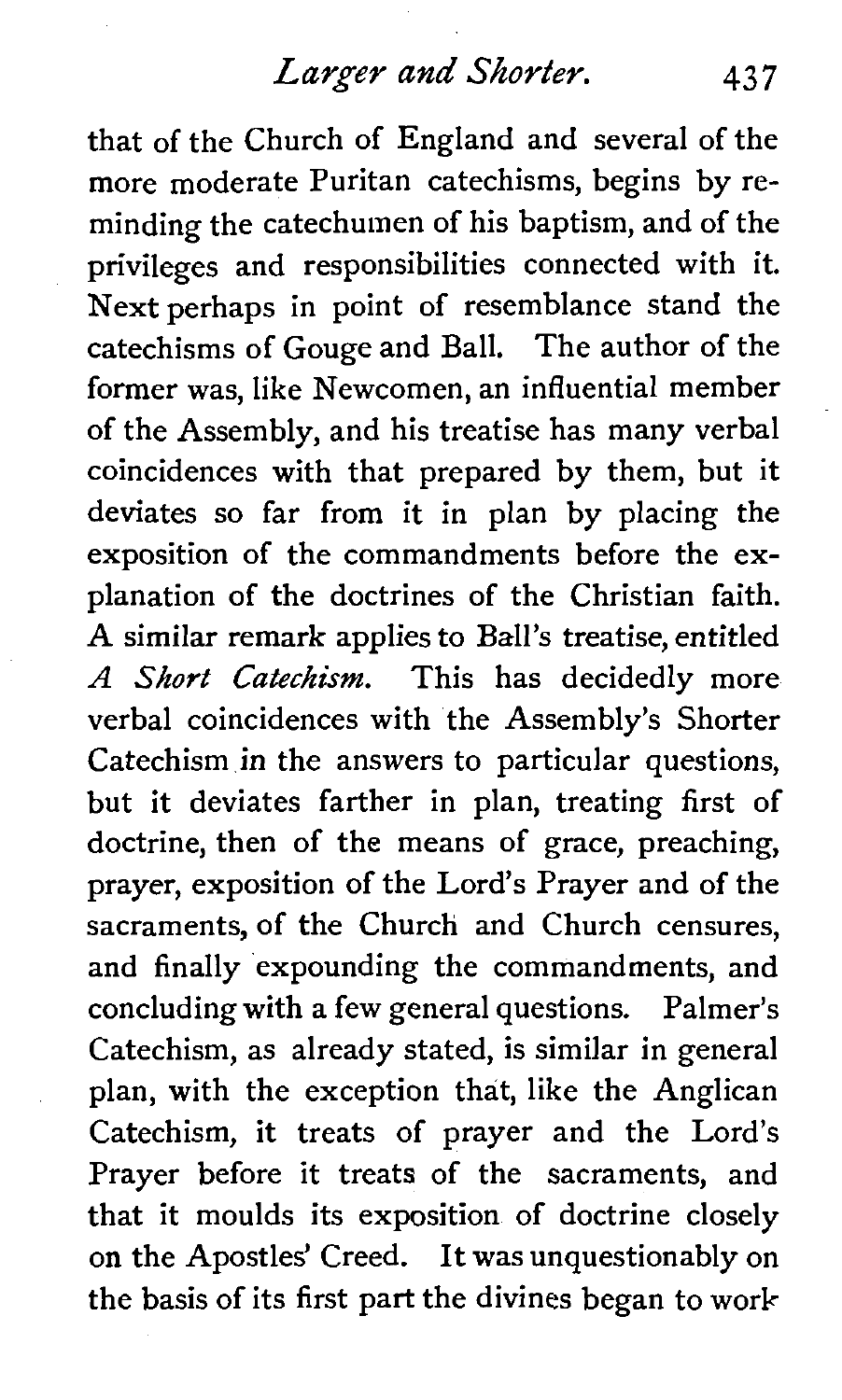that of the Church of England and several of the more moderate Puritan catechisms, begins by reminding the catechumen of his baptism, and of the privileges and responsibilities connected with it. Next perhaps in point of resemblance stand the catechisms of Gouge and Ball. The author of the former was, like Newcomen, an influential member of the Assembly, and his treatise has many verbal coincidences with that prepared by them, but it deviates so far from it in plan by placing the exposition of the commandments before the explanation of the doctrines of the Christian faith. A similar remark applies to Ball's treatise, entitled *A Short Catechism*. This has decidedly more verbal coincidences with the Assembly's Shorter Catechism in the answers to particular questions, but it deviates farther in plan, treating first of doctrine, then of the means of grace, preaching, prayer, exposition of the Lord's Prayer and of the sacraments, of the Church and Church censures, and finally expounding the commandments, and concluding with a few general questions. Palmer's Catechism, as already stated, is similar in general plan, with the exception that, like the Anglican Catechism, it treats of prayer and the Lord's Prayer before it treats of the sacraments, and that it moulds its exposition of doctrine closely on the Apostles' Creed. It was unquestionably on the basis of its first part the divines began to work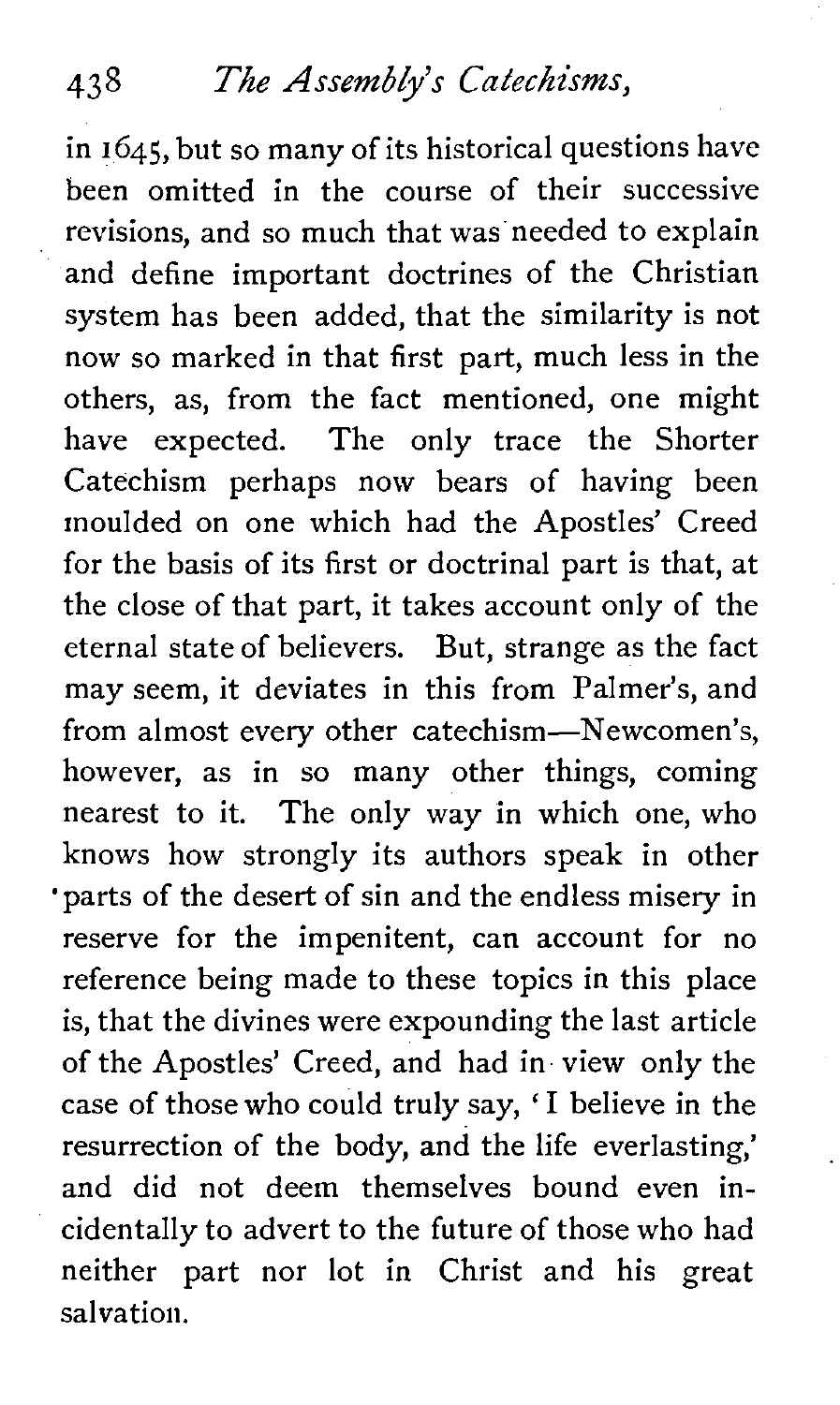in 1645, but so many of its historical questions have been omitted in the course of their successive revisions, and so much that was needed to explain and define important doctrines of the Christian system has been added, that the similarity is not now so marked in that first part, much less in the others, as, from the fact mentioned, one might have expected. The only trace the Shorter Catechism perhaps now bears of having been moulded on one which had the Apostles' Creed for the basis of its first or doctrinal part is that, at the close of that part, it takes account only of the eternal state of believers. But, strange as the fact may seem, it deviates in this from Palmer's, and from almost every other catechism—Newcomen's, however, as in so many other things, coming nearest to it. The only way in which one, who knows how strongly its authors speak in other parts of the desert of sin and the endless misery in reserve for the impenitent, can account for no reference being made to these topics in this place is, that the divines were expounding the last article of the Apostles' Creed, and had in view only the case of those who could truly say, 'I believe in the resurrection of the body, and the life everlasting,' and did not deem themselves bound even incidentally to advert to the future of those who had neither part nor lot in Christ and his great salvation.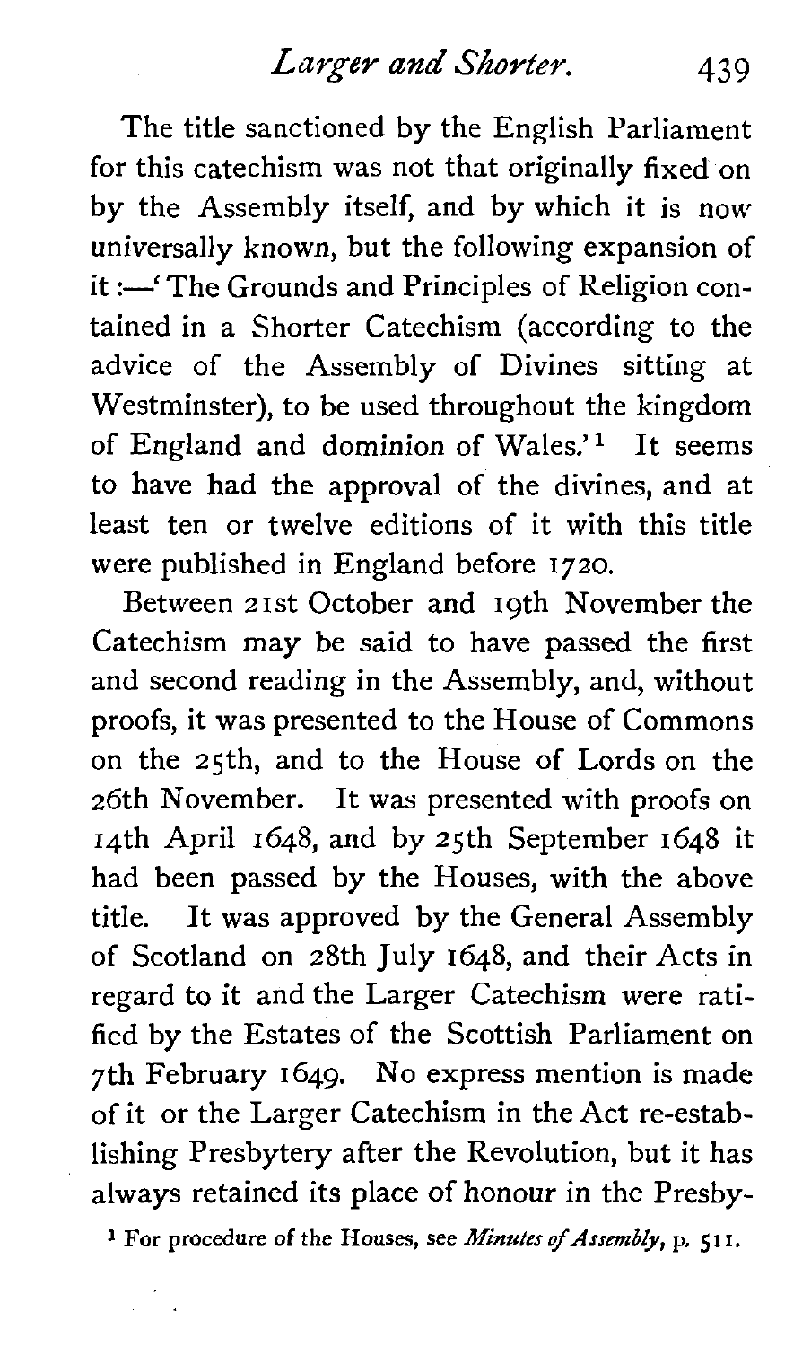The title sanctioned by the English Parliament for this catechism was not that originally fixed on by the Assembly itself, and by which it is now universally known, but the following expansion of it :—'The Grounds and Principles of Religion contained in a Shorter Catechism (according to the advice of the Assembly of Divines sitting at Westminster), to be used throughout the kingdom of England and dominion of Wales.'[1] It seems to have had the approval of the divines, and at least ten or twelve editions of it with this title were published in England before 1720.

Between 21st October and 19th November the Catechism may be said to have passed the first and second reading in the Assembly, and, without proofs, it was presented to the House of Commons on the 25th, and to the House of Lords on the 26th November. It was presented with proofs on 14th April 1648, and by 25th September 1648 it had been passed by the Houses, with the above title. It was approved by the General Assembly of Scotland on 28th July 1648, and their Acts in regard to it and the Larger Catechism were ratified by the Estates of the Scottish Parliament on 7th February 1649. No express mention is made of it or the Larger Catechism in the Act re-establishing Presbytery after the Revolution, but it has always retained its place of honour in the Presby-

[1] For procedure of the Houses, see *Minutes of Assembly*, p. 511.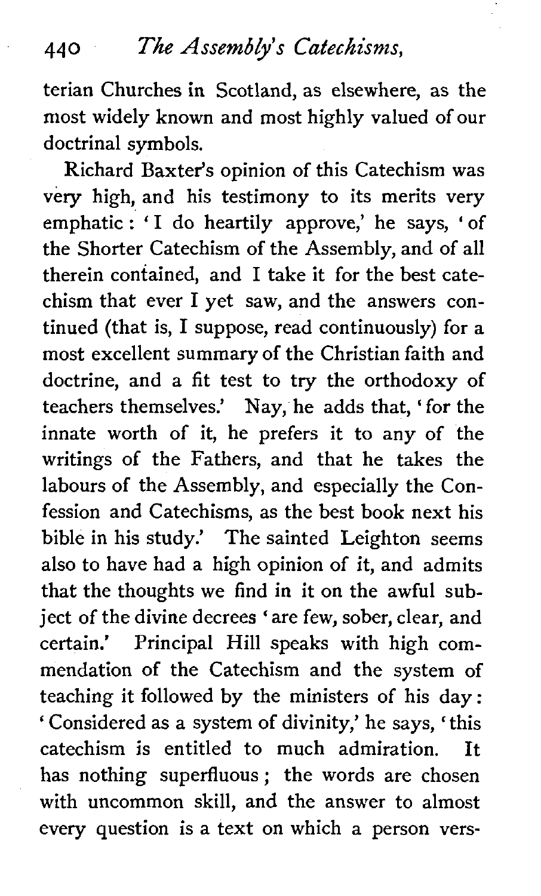terian Churches in Scotland, as elsewhere, as the most widely known and most highly valued of our doctrinal symbols.

Richard Baxter's opinion of this Catechism was very high, and his testimony to its merits very emphatic: 'I do heartily approve,' he says, 'of the Shorter Catechism of the Assembly, and of all therein contained, and I take it for the best catechism that ever I yet saw, and the answers continued (that is, I suppose, read continuously) for a most excellent summary of the Christian faith and doctrine, and a fit test to try the orthodoxy of teachers themselves.' Nay, he adds that, 'for the innate worth of it, he prefers it to any of the writings of the Fathers, and that he takes the labours of the Assembly, and especially the Confession and Catechisms, as the best book next his bible in his study.' The sainted Leighton seems also to have had a high opinion of it, and admits that the thoughts we find in it on the awful subject of the divine decrees 'are few, sober, clear, and certain.' Principal Hill speaks with high commendation of the Catechism and the system of teaching it followed by the ministers of his day: 'Considered as a system of divinity,' he says, 'this catechism is entitled to much admiration. It has nothing superfluous; the words are chosen with uncommon skill, and the answer to almost every question is a text on which a person vers-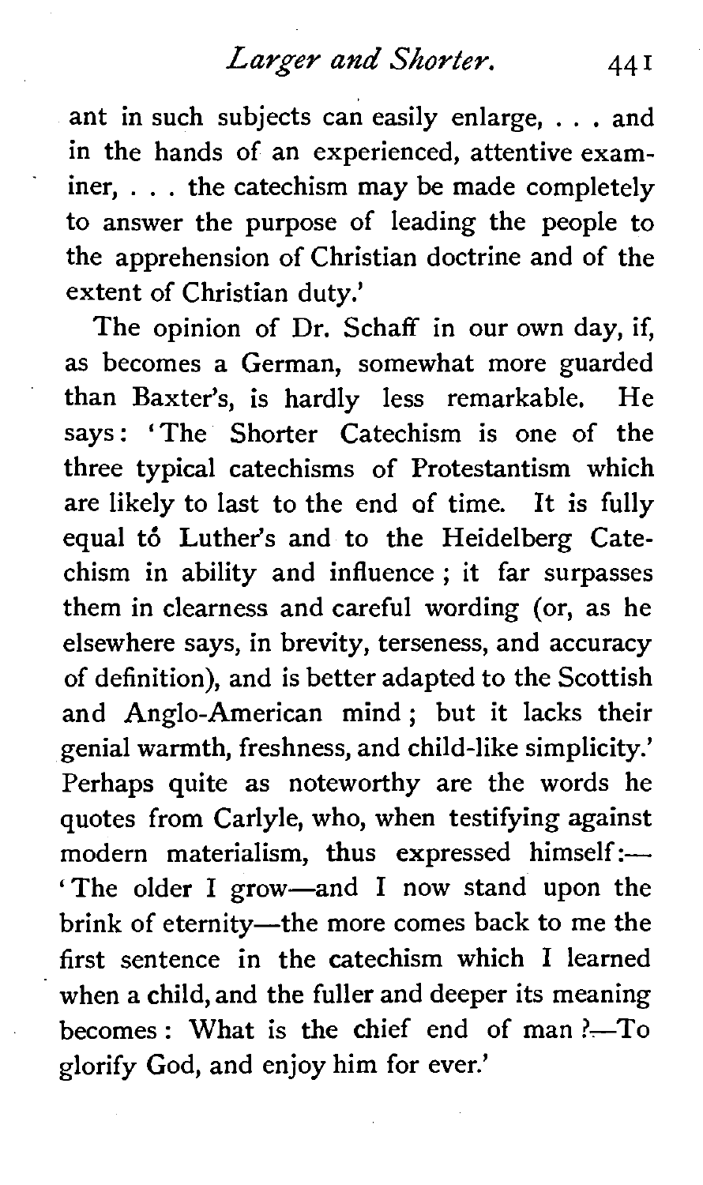ant in such subjects can easily enlarge, . . . and in the hands of an experienced, attentive examiner, . . . the catechism may be made completely to answer the purpose of leading the people to the apprehension of Christian doctrine and of the extent of Christian duty.'

The opinion of Dr. Schaff in our own day, if, as becomes a German, somewhat more guarded than Baxter's, is hardly less remarkable. He says: 'The Shorter Catechism is one of the three typical catechisms of Protestantism which are likely to last to the end of time. It is fully equal tó Luther's and to the Heidelberg Catechism in ability and influence; it far surpasses them in clearness and careful wording (or, as he elsewhere says, in brevity, terseness, and accuracy of definition), and is better adapted to the Scottish and Anglo-American mind; but it lacks their genial warmth, freshness, and child-like simplicity.' Perhaps quite as noteworthy are the words he quotes from Carlyle, who, when testifying against modern materialism, thus expressed himself:—'The older I grow—and I now stand upon the brink of eternity—the more comes back to me the first sentence in the catechism which I learned when a child, and the fuller and deeper its meaning becomes: What is the chief end of man?—To glorify God, and enjoy him for ever.'